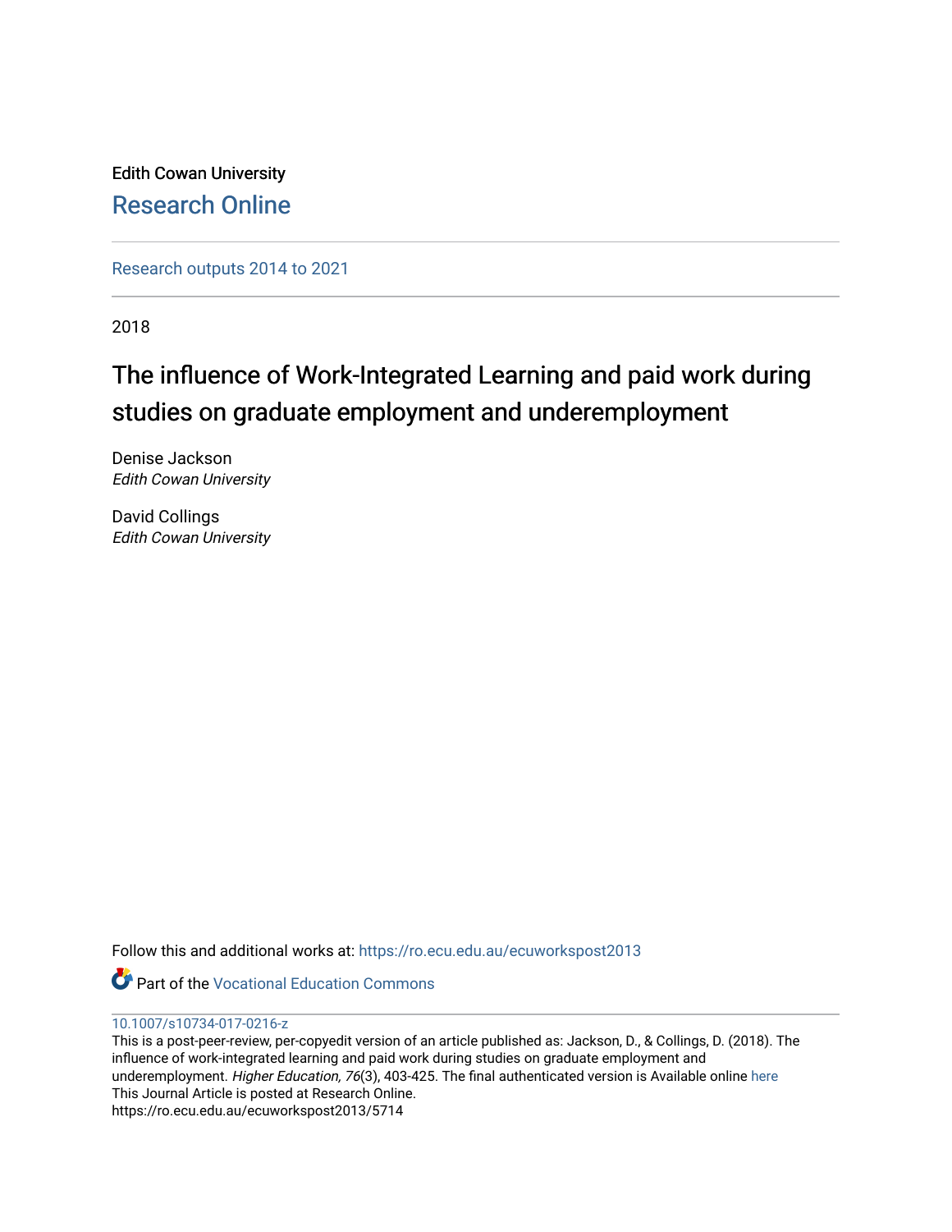Edith Cowan University

Research Online

Research outputs 2014 to 2021

2018

# The influence of Work-Integrated Learning and paid work during studies on graduate employment and underemployment

Denise Jackson
*Edith Cowan University*

David Collings
*Edith Cowan University*

Follow this and additional works at: https://ro.ecu.edu.au/ecuworkspost2013

Part of the Vocational Education Commons

10.1007/s10734-017-0216-z

This is a post-peer-review, per-copyedit version of an article published as: Jackson, D., & Collings, D. (2018). The influence of work-integrated learning and paid work during studies on graduate employment and underemployment. *Higher Education, 76*(3), 403-425. The final authenticated version is Available online here

This Journal Article is posted at Research Online.

https://ro.ecu.edu.au/ecuworkspost2013/5714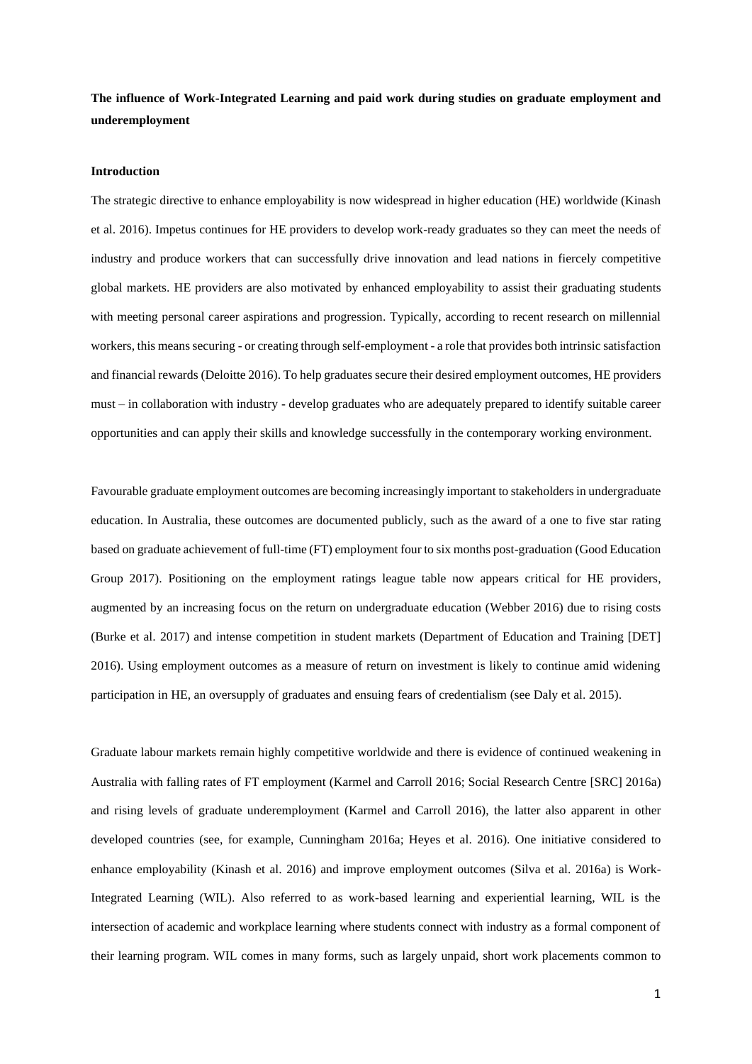**The influence of Work-Integrated Learning and paid work during studies on graduate employment and underemployment**

**Introduction**

The strategic directive to enhance employability is now widespread in higher education (HE) worldwide (Kinash et al. 2016). Impetus continues for HE providers to develop work-ready graduates so they can meet the needs of industry and produce workers that can successfully drive innovation and lead nations in fiercely competitive global markets. HE providers are also motivated by enhanced employability to assist their graduating students with meeting personal career aspirations and progression. Typically, according to recent research on millennial workers, this means securing - or creating through self-employment - a role that provides both intrinsic satisfaction and financial rewards (Deloitte 2016). To help graduates secure their desired employment outcomes, HE providers must – in collaboration with industry - develop graduates who are adequately prepared to identify suitable career opportunities and can apply their skills and knowledge successfully in the contemporary working environment.

Favourable graduate employment outcomes are becoming increasingly important to stakeholders in undergraduate education. In Australia, these outcomes are documented publicly, such as the award of a one to five star rating based on graduate achievement of full-time (FT) employment four to six months post-graduation (Good Education Group 2017). Positioning on the employment ratings league table now appears critical for HE providers, augmented by an increasing focus on the return on undergraduate education (Webber 2016) due to rising costs (Burke et al. 2017) and intense competition in student markets (Department of Education and Training [DET] 2016). Using employment outcomes as a measure of return on investment is likely to continue amid widening participation in HE, an oversupply of graduates and ensuing fears of credentialism (see Daly et al. 2015).

Graduate labour markets remain highly competitive worldwide and there is evidence of continued weakening in Australia with falling rates of FT employment (Karmel and Carroll 2016; Social Research Centre [SRC] 2016a) and rising levels of graduate underemployment (Karmel and Carroll 2016), the latter also apparent in other developed countries (see, for example, Cunningham 2016a; Heyes et al. 2016). One initiative considered to enhance employability (Kinash et al. 2016) and improve employment outcomes (Silva et al. 2016a) is Work-Integrated Learning (WIL). Also referred to as work-based learning and experiential learning, WIL is the intersection of academic and workplace learning where students connect with industry as a formal component of their learning program. WIL comes in many forms, such as largely unpaid, short work placements common to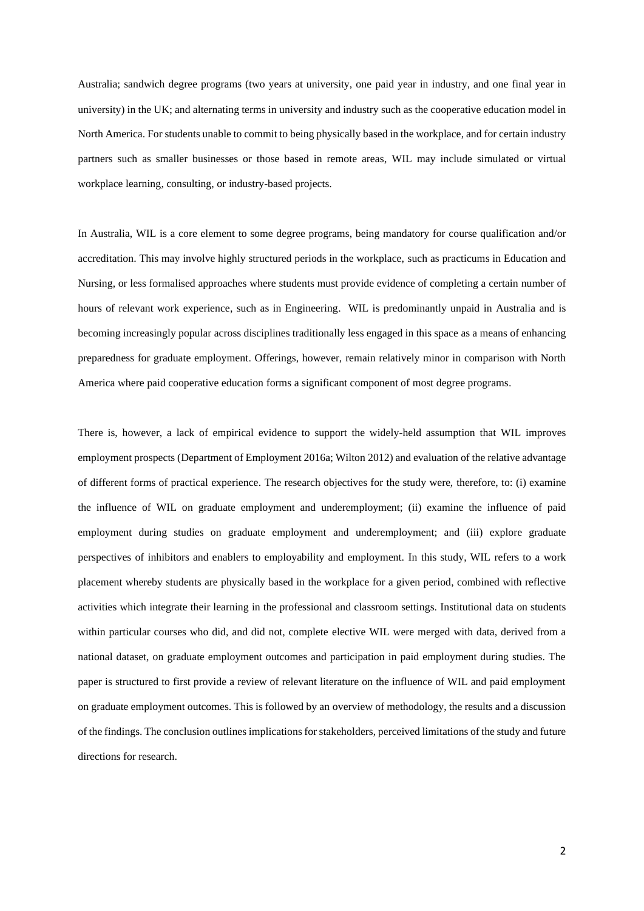Australia; sandwich degree programs (two years at university, one paid year in industry, and one final year in university) in the UK; and alternating terms in university and industry such as the cooperative education model in North America. For students unable to commit to being physically based in the workplace, and for certain industry partners such as smaller businesses or those based in remote areas, WIL may include simulated or virtual workplace learning, consulting, or industry-based projects.

In Australia, WIL is a core element to some degree programs, being mandatory for course qualification and/or accreditation. This may involve highly structured periods in the workplace, such as practicums in Education and Nursing, or less formalised approaches where students must provide evidence of completing a certain number of hours of relevant work experience, such as in Engineering. WIL is predominantly unpaid in Australia and is becoming increasingly popular across disciplines traditionally less engaged in this space as a means of enhancing preparedness for graduate employment. Offerings, however, remain relatively minor in comparison with North America where paid cooperative education forms a significant component of most degree programs.

There is, however, a lack of empirical evidence to support the widely-held assumption that WIL improves employment prospects (Department of Employment 2016a; Wilton 2012) and evaluation of the relative advantage of different forms of practical experience. The research objectives for the study were, therefore, to: (i) examine the influence of WIL on graduate employment and underemployment; (ii) examine the influence of paid employment during studies on graduate employment and underemployment; and (iii) explore graduate perspectives of inhibitors and enablers to employability and employment. In this study, WIL refers to a work placement whereby students are physically based in the workplace for a given period, combined with reflective activities which integrate their learning in the professional and classroom settings. Institutional data on students within particular courses who did, and did not, complete elective WIL were merged with data, derived from a national dataset, on graduate employment outcomes and participation in paid employment during studies. The paper is structured to first provide a review of relevant literature on the influence of WIL and paid employment on graduate employment outcomes. This is followed by an overview of methodology, the results and a discussion of the findings. The conclusion outlines implications for stakeholders, perceived limitations of the study and future directions for research.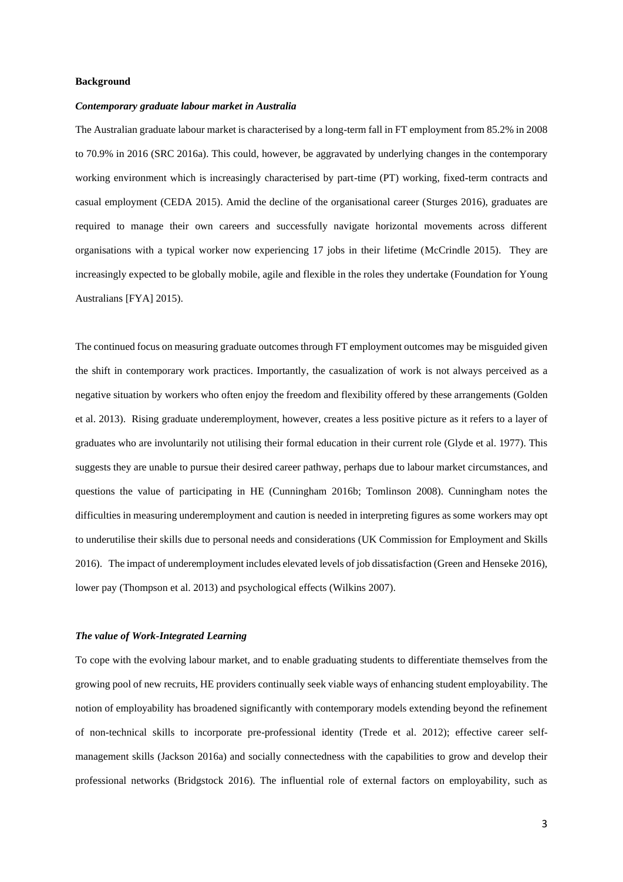**Background**

***Contemporary graduate labour market in Australia***

The Australian graduate labour market is characterised by a long-term fall in FT employment from 85.2% in 2008 to 70.9% in 2016 (SRC 2016a). This could, however, be aggravated by underlying changes in the contemporary working environment which is increasingly characterised by part-time (PT) working, fixed-term contracts and casual employment (CEDA 2015). Amid the decline of the organisational career (Sturges 2016), graduates are required to manage their own careers and successfully navigate horizontal movements across different organisations with a typical worker now experiencing 17 jobs in their lifetime (McCrindle 2015). They are increasingly expected to be globally mobile, agile and flexible in the roles they undertake (Foundation for Young Australians [FYA] 2015).

The continued focus on measuring graduate outcomes through FT employment outcomes may be misguided given the shift in contemporary work practices. Importantly, the casualization of work is not always perceived as a negative situation by workers who often enjoy the freedom and flexibility offered by these arrangements (Golden et al. 2013). Rising graduate underemployment, however, creates a less positive picture as it refers to a layer of graduates who are involuntarily not utilising their formal education in their current role (Glyde et al. 1977). This suggests they are unable to pursue their desired career pathway, perhaps due to labour market circumstances, and questions the value of participating in HE (Cunningham 2016b; Tomlinson 2008). Cunningham notes the difficulties in measuring underemployment and caution is needed in interpreting figures as some workers may opt to underutilise their skills due to personal needs and considerations (UK Commission for Employment and Skills 2016). The impact of underemployment includes elevated levels of job dissatisfaction (Green and Henseke 2016), lower pay (Thompson et al. 2013) and psychological effects (Wilkins 2007).

***The value of Work-Integrated Learning***

To cope with the evolving labour market, and to enable graduating students to differentiate themselves from the growing pool of new recruits, HE providers continually seek viable ways of enhancing student employability. The notion of employability has broadened significantly with contemporary models extending beyond the refinement of non-technical skills to incorporate pre-professional identity (Trede et al. 2012); effective career self-management skills (Jackson 2016a) and socially connectedness with the capabilities to grow and develop their professional networks (Bridgstock 2016). The influential role of external factors on employability, such as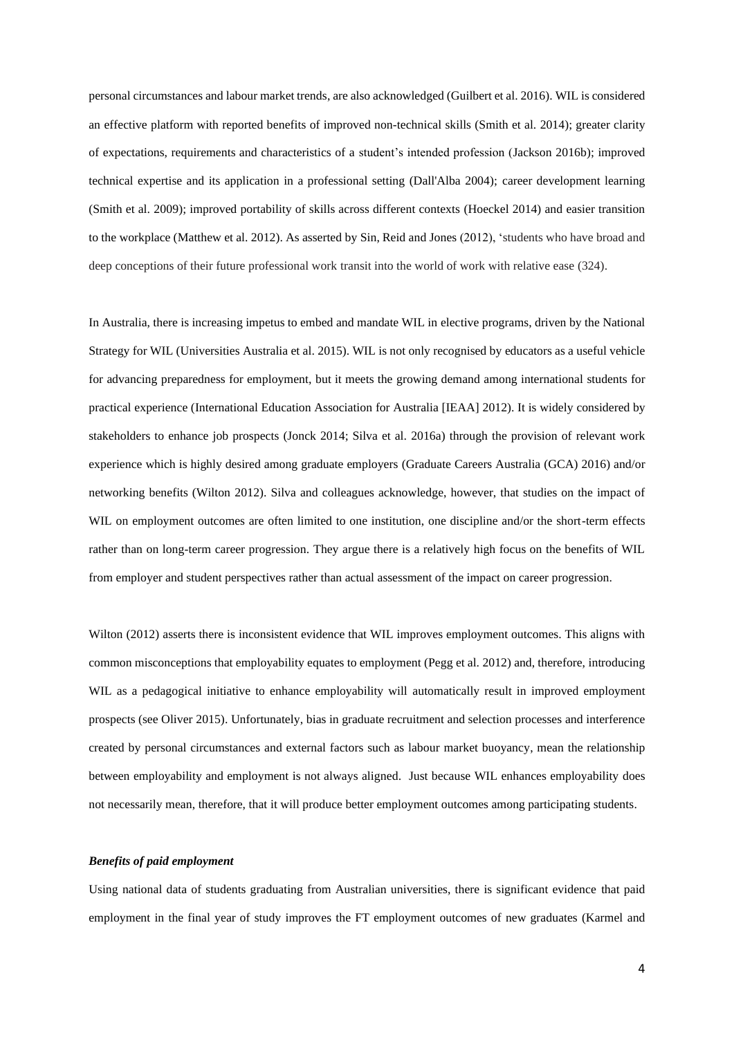personal circumstances and labour market trends, are also acknowledged (Guilbert et al. 2016). WIL is considered an effective platform with reported benefits of improved non-technical skills (Smith et al. 2014); greater clarity of expectations, requirements and characteristics of a student's intended profession (Jackson 2016b); improved technical expertise and its application in a professional setting (Dall'Alba 2004); career development learning (Smith et al. 2009); improved portability of skills across different contexts (Hoeckel 2014) and easier transition to the workplace (Matthew et al. 2012). As asserted by Sin, Reid and Jones (2012), 'students who have broad and deep conceptions of their future professional work transit into the world of work with relative ease (324).

In Australia, there is increasing impetus to embed and mandate WIL in elective programs, driven by the National Strategy for WIL (Universities Australia et al. 2015). WIL is not only recognised by educators as a useful vehicle for advancing preparedness for employment, but it meets the growing demand among international students for practical experience (International Education Association for Australia [IEAA] 2012). It is widely considered by stakeholders to enhance job prospects (Jonck 2014; Silva et al. 2016a) through the provision of relevant work experience which is highly desired among graduate employers (Graduate Careers Australia (GCA) 2016) and/or networking benefits (Wilton 2012). Silva and colleagues acknowledge, however, that studies on the impact of WIL on employment outcomes are often limited to one institution, one discipline and/or the short-term effects rather than on long-term career progression. They argue there is a relatively high focus on the benefits of WIL from employer and student perspectives rather than actual assessment of the impact on career progression.

Wilton (2012) asserts there is inconsistent evidence that WIL improves employment outcomes. This aligns with common misconceptions that employability equates to employment (Pegg et al. 2012) and, therefore, introducing WIL as a pedagogical initiative to enhance employability will automatically result in improved employment prospects (see Oliver 2015). Unfortunately, bias in graduate recruitment and selection processes and interference created by personal circumstances and external factors such as labour market buoyancy, mean the relationship between employability and employment is not always aligned. Just because WIL enhances employability does not necessarily mean, therefore, that it will produce better employment outcomes among participating students.

***Benefits of paid employment***

Using national data of students graduating from Australian universities, there is significant evidence that paid employment in the final year of study improves the FT employment outcomes of new graduates (Karmel and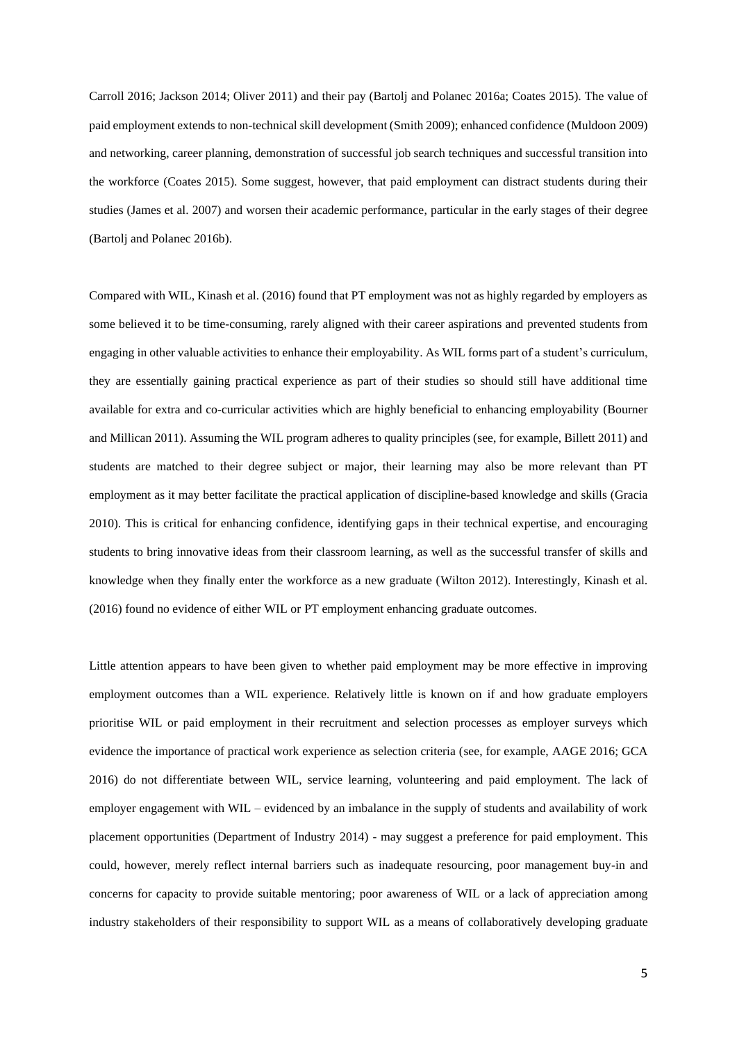Carroll 2016; Jackson 2014; Oliver 2011) and their pay (Bartolj and Polanec 2016a; Coates 2015). The value of paid employment extends to non-technical skill development (Smith 2009); enhanced confidence (Muldoon 2009) and networking, career planning, demonstration of successful job search techniques and successful transition into the workforce (Coates 2015). Some suggest, however, that paid employment can distract students during their studies (James et al. 2007) and worsen their academic performance, particular in the early stages of their degree (Bartolj and Polanec 2016b).

Compared with WIL, Kinash et al. (2016) found that PT employment was not as highly regarded by employers as some believed it to be time-consuming, rarely aligned with their career aspirations and prevented students from engaging in other valuable activities to enhance their employability. As WIL forms part of a student's curriculum, they are essentially gaining practical experience as part of their studies so should still have additional time available for extra and co-curricular activities which are highly beneficial to enhancing employability (Bourner and Millican 2011). Assuming the WIL program adheres to quality principles (see, for example, Billett 2011) and students are matched to their degree subject or major, their learning may also be more relevant than PT employment as it may better facilitate the practical application of discipline-based knowledge and skills (Gracia 2010). This is critical for enhancing confidence, identifying gaps in their technical expertise, and encouraging students to bring innovative ideas from their classroom learning, as well as the successful transfer of skills and knowledge when they finally enter the workforce as a new graduate (Wilton 2012). Interestingly, Kinash et al. (2016) found no evidence of either WIL or PT employment enhancing graduate outcomes.

Little attention appears to have been given to whether paid employment may be more effective in improving employment outcomes than a WIL experience. Relatively little is known on if and how graduate employers prioritise WIL or paid employment in their recruitment and selection processes as employer surveys which evidence the importance of practical work experience as selection criteria (see, for example, AAGE 2016; GCA 2016) do not differentiate between WIL, service learning, volunteering and paid employment. The lack of employer engagement with WIL – evidenced by an imbalance in the supply of students and availability of work placement opportunities (Department of Industry 2014) - may suggest a preference for paid employment. This could, however, merely reflect internal barriers such as inadequate resourcing, poor management buy-in and concerns for capacity to provide suitable mentoring; poor awareness of WIL or a lack of appreciation among industry stakeholders of their responsibility to support WIL as a means of collaboratively developing graduate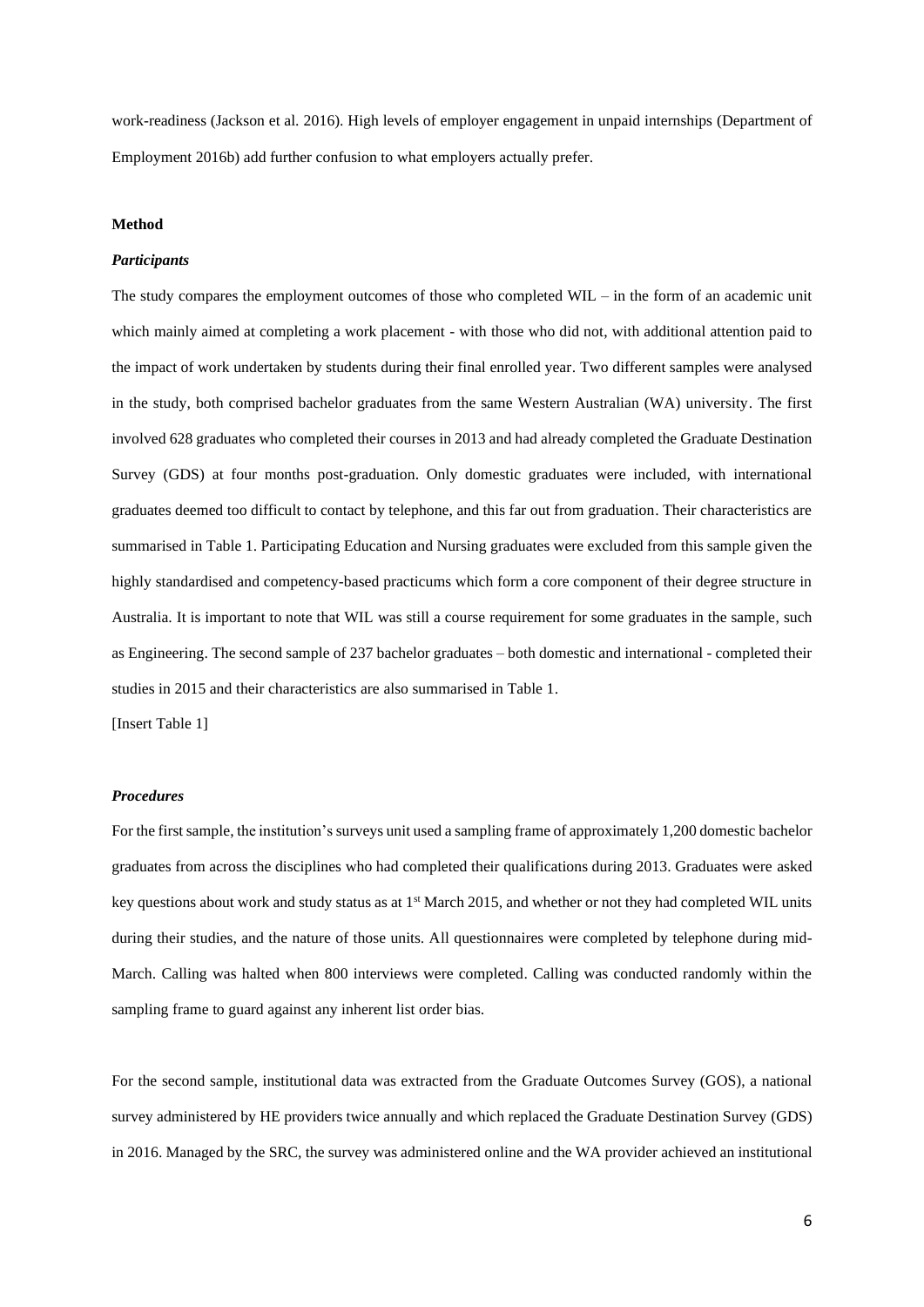work-readiness (Jackson et al. 2016). High levels of employer engagement in unpaid internships (Department of Employment 2016b) add further confusion to what employers actually prefer.

**Method**

***Participants***

The study compares the employment outcomes of those who completed WIL – in the form of an academic unit which mainly aimed at completing a work placement - with those who did not, with additional attention paid to the impact of work undertaken by students during their final enrolled year. Two different samples were analysed in the study, both comprised bachelor graduates from the same Western Australian (WA) university. The first involved 628 graduates who completed their courses in 2013 and had already completed the Graduate Destination Survey (GDS) at four months post-graduation. Only domestic graduates were included, with international graduates deemed too difficult to contact by telephone, and this far out from graduation. Their characteristics are summarised in Table 1. Participating Education and Nursing graduates were excluded from this sample given the highly standardised and competency-based practicums which form a core component of their degree structure in Australia. It is important to note that WIL was still a course requirement for some graduates in the sample, such as Engineering. The second sample of 237 bachelor graduates – both domestic and international - completed their studies in 2015 and their characteristics are also summarised in Table 1.

[Insert Table 1]

***Procedures***

For the first sample, the institution's surveys unit used a sampling frame of approximately 1,200 domestic bachelor graduates from across the disciplines who had completed their qualifications during 2013. Graduates were asked key questions about work and study status as at 1st March 2015, and whether or not they had completed WIL units during their studies, and the nature of those units. All questionnaires were completed by telephone during mid-March. Calling was halted when 800 interviews were completed. Calling was conducted randomly within the sampling frame to guard against any inherent list order bias.

For the second sample, institutional data was extracted from the Graduate Outcomes Survey (GOS), a national survey administered by HE providers twice annually and which replaced the Graduate Destination Survey (GDS) in 2016. Managed by the SRC, the survey was administered online and the WA provider achieved an institutional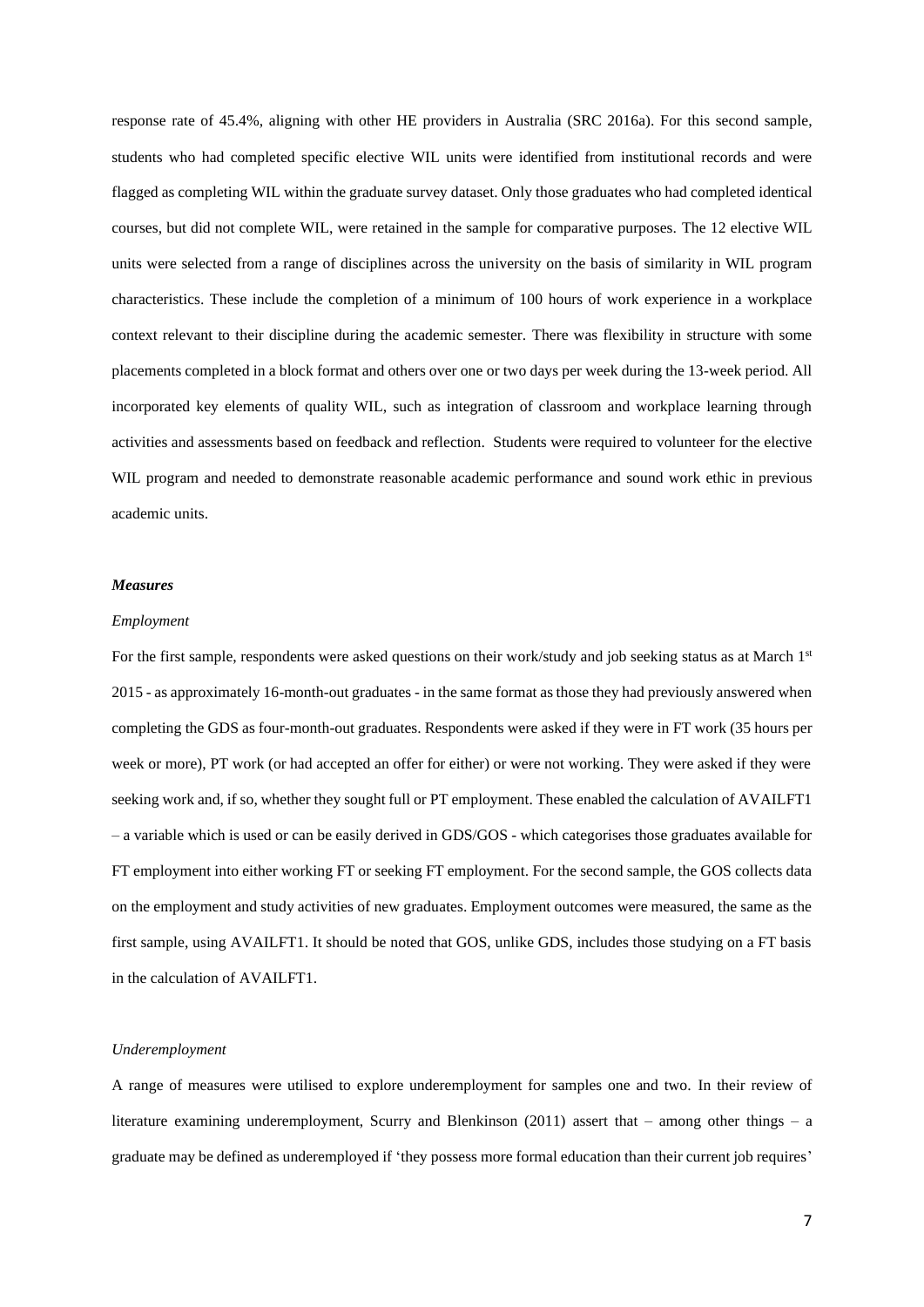response rate of 45.4%, aligning with other HE providers in Australia (SRC 2016a). For this second sample, students who had completed specific elective WIL units were identified from institutional records and were flagged as completing WIL within the graduate survey dataset. Only those graduates who had completed identical courses, but did not complete WIL, were retained in the sample for comparative purposes. The 12 elective WIL units were selected from a range of disciplines across the university on the basis of similarity in WIL program characteristics. These include the completion of a minimum of 100 hours of work experience in a workplace context relevant to their discipline during the academic semester. There was flexibility in structure with some placements completed in a block format and others over one or two days per week during the 13-week period. All incorporated key elements of quality WIL, such as integration of classroom and workplace learning through activities and assessments based on feedback and reflection. Students were required to volunteer for the elective WIL program and needed to demonstrate reasonable academic performance and sound work ethic in previous academic units.

### ***Measures***

#### *Employment*

For the first sample, respondents were asked questions on their work/study and job seeking status as at March 1st 2015 - as approximately 16-month-out graduates - in the same format as those they had previously answered when completing the GDS as four-month-out graduates. Respondents were asked if they were in FT work (35 hours per week or more), PT work (or had accepted an offer for either) or were not working. They were asked if they were seeking work and, if so, whether they sought full or PT employment. These enabled the calculation of AVAILFT1 – a variable which is used or can be easily derived in GDS/GOS - which categorises those graduates available for FT employment into either working FT or seeking FT employment. For the second sample, the GOS collects data on the employment and study activities of new graduates. Employment outcomes were measured, the same as the first sample, using AVAILFT1. It should be noted that GOS, unlike GDS, includes those studying on a FT basis in the calculation of AVAILFT1.

#### *Underemployment*

A range of measures were utilised to explore underemployment for samples one and two. In their review of literature examining underemployment, Scurry and Blenkinson (2011) assert that – among other things – a graduate may be defined as underemployed if 'they possess more formal education than their current job requires'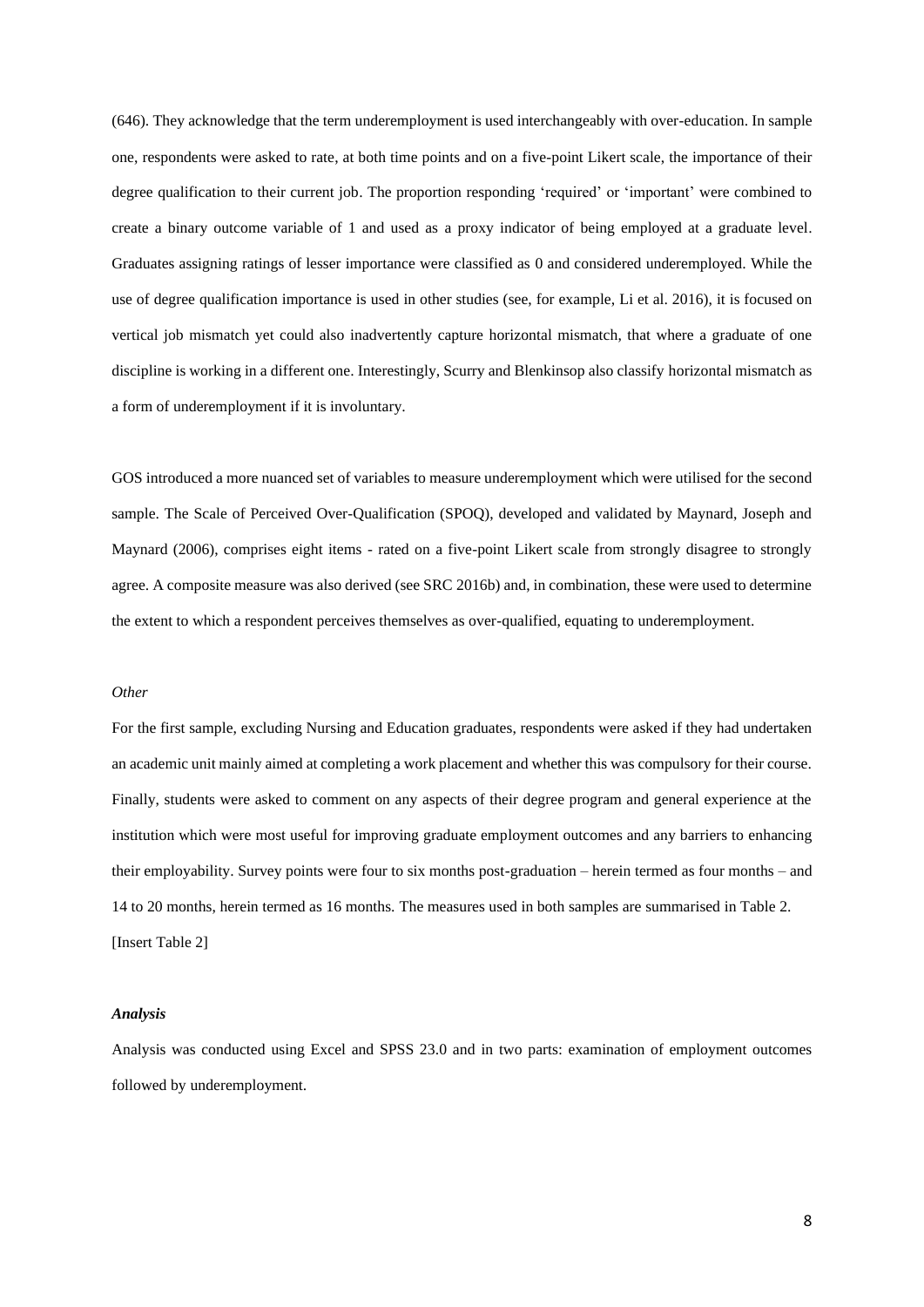(646). They acknowledge that the term underemployment is used interchangeably with over-education. In sample one, respondents were asked to rate, at both time points and on a five-point Likert scale, the importance of their degree qualification to their current job. The proportion responding 'required' or 'important' were combined to create a binary outcome variable of 1 and used as a proxy indicator of being employed at a graduate level. Graduates assigning ratings of lesser importance were classified as 0 and considered underemployed. While the use of degree qualification importance is used in other studies (see, for example, Li et al. 2016), it is focused on vertical job mismatch yet could also inadvertently capture horizontal mismatch, that where a graduate of one discipline is working in a different one. Interestingly, Scurry and Blenkinsop also classify horizontal mismatch as a form of underemployment if it is involuntary.

GOS introduced a more nuanced set of variables to measure underemployment which were utilised for the second sample. The Scale of Perceived Over-Qualification (SPOQ), developed and validated by Maynard, Joseph and Maynard (2006), comprises eight items - rated on a five-point Likert scale from strongly disagree to strongly agree. A composite measure was also derived (see SRC 2016b) and, in combination, these were used to determine the extent to which a respondent perceives themselves as over-qualified, equating to underemployment.

*Other*

For the first sample, excluding Nursing and Education graduates, respondents were asked if they had undertaken an academic unit mainly aimed at completing a work placement and whether this was compulsory for their course. Finally, students were asked to comment on any aspects of their degree program and general experience at the institution which were most useful for improving graduate employment outcomes and any barriers to enhancing their employability. Survey points were four to six months post-graduation – herein termed as four months – and 14 to 20 months, herein termed as 16 months. The measures used in both samples are summarised in Table 2.
[Insert Table 2]

***Analysis***

Analysis was conducted using Excel and SPSS 23.0 and in two parts: examination of employment outcomes followed by underemployment.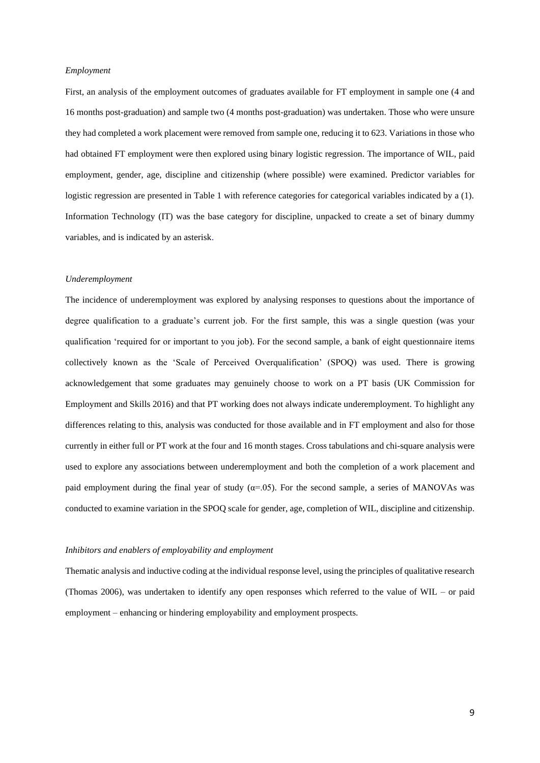*Employment*

First, an analysis of the employment outcomes of graduates available for FT employment in sample one (4 and 16 months post-graduation) and sample two (4 months post-graduation) was undertaken. Those who were unsure they had completed a work placement were removed from sample one, reducing it to 623. Variations in those who had obtained FT employment were then explored using binary logistic regression. The importance of WIL, paid employment, gender, age, discipline and citizenship (where possible) were examined. Predictor variables for logistic regression are presented in Table 1 with reference categories for categorical variables indicated by a (1). Information Technology (IT) was the base category for discipline, unpacked to create a set of binary dummy variables, and is indicated by an asterisk.

*Underemployment*

The incidence of underemployment was explored by analysing responses to questions about the importance of degree qualification to a graduate's current job. For the first sample, this was a single question (was your qualification 'required for or important to you job). For the second sample, a bank of eight questionnaire items collectively known as the 'Scale of Perceived Overqualification' (SPOQ) was used. There is growing acknowledgement that some graduates may genuinely choose to work on a PT basis (UK Commission for Employment and Skills 2016) and that PT working does not always indicate underemployment. To highlight any differences relating to this, analysis was conducted for those available and in FT employment and also for those currently in either full or PT work at the four and 16 month stages. Cross tabulations and chi-square analysis were used to explore any associations between underemployment and both the completion of a work placement and paid employment during the final year of study ($\alpha$=.05). For the second sample, a series of MANOVAs was conducted to examine variation in the SPOQ scale for gender, age, completion of WIL, discipline and citizenship.

*Inhibitors and enablers of employability and employment*

Thematic analysis and inductive coding at the individual response level, using the principles of qualitative research (Thomas 2006), was undertaken to identify any open responses which referred to the value of WIL – or paid employment – enhancing or hindering employability and employment prospects.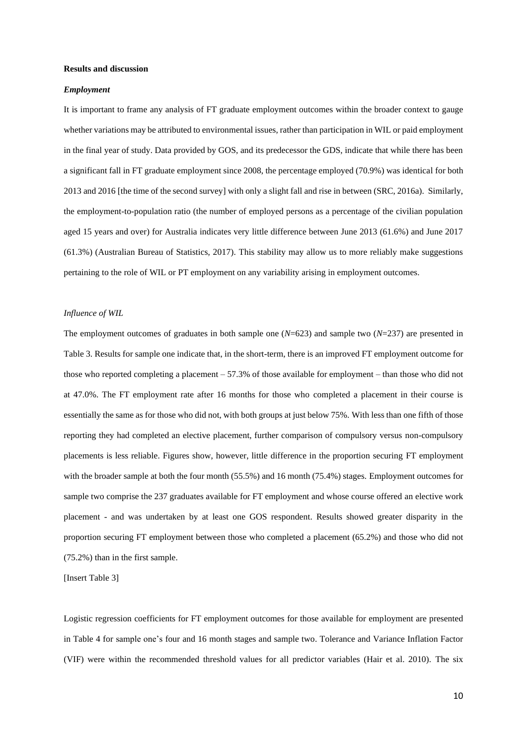**Results and discussion**

***Employment***

It is important to frame any analysis of FT graduate employment outcomes within the broader context to gauge whether variations may be attributed to environmental issues, rather than participation in WIL or paid employment in the final year of study. Data provided by GOS, and its predecessor the GDS, indicate that while there has been a significant fall in FT graduate employment since 2008, the percentage employed (70.9%) was identical for both 2013 and 2016 [the time of the second survey] with only a slight fall and rise in between (SRC, 2016a). Similarly, the employment-to-population ratio (the number of employed persons as a percentage of the civilian population aged 15 years and over) for Australia indicates very little difference between June 2013 (61.6%) and June 2017 (61.3%) (Australian Bureau of Statistics, 2017). This stability may allow us to more reliably make suggestions pertaining to the role of WIL or PT employment on any variability arising in employment outcomes.

*Influence of WIL*

The employment outcomes of graduates in both sample one ($N$=623) and sample two ($N$=237) are presented in Table 3. Results for sample one indicate that, in the short-term, there is an improved FT employment outcome for those who reported completing a placement – 57.3% of those available for employment – than those who did not at 47.0%. The FT employment rate after 16 months for those who completed a placement in their course is essentially the same as for those who did not, with both groups at just below 75%. With less than one fifth of those reporting they had completed an elective placement, further comparison of compulsory versus non-compulsory placements is less reliable. Figures show, however, little difference in the proportion securing FT employment with the broader sample at both the four month (55.5%) and 16 month (75.4%) stages. Employment outcomes for sample two comprise the 237 graduates available for FT employment and whose course offered an elective work placement - and was undertaken by at least one GOS respondent. Results showed greater disparity in the proportion securing FT employment between those who completed a placement (65.2%) and those who did not (75.2%) than in the first sample.

[Insert Table 3]

Logistic regression coefficients for FT employment outcomes for those available for employment are presented in Table 4 for sample one's four and 16 month stages and sample two. Tolerance and Variance Inflation Factor (VIF) were within the recommended threshold values for all predictor variables (Hair et al. 2010). The six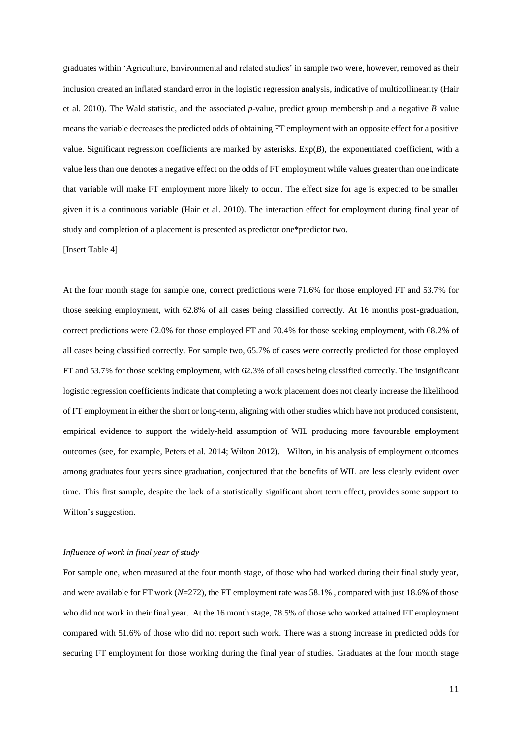graduates within 'Agriculture, Environmental and related studies' in sample two were, however, removed as their inclusion created an inflated standard error in the logistic regression analysis, indicative of multicollinearity (Hair et al. 2010). The Wald statistic, and the associated *p*-value, predict group membership and a negative *B* value means the variable decreases the predicted odds of obtaining FT employment with an opposite effect for a positive value. Significant regression coefficients are marked by asterisks. Exp(*B*), the exponentiated coefficient, with a value less than one denotes a negative effect on the odds of FT employment while values greater than one indicate that variable will make FT employment more likely to occur. The effect size for age is expected to be smaller given it is a continuous variable (Hair et al. 2010). The interaction effect for employment during final year of study and completion of a placement is presented as predictor one*predictor two.

[Insert Table 4]

At the four month stage for sample one, correct predictions were 71.6% for those employed FT and 53.7% for those seeking employment, with 62.8% of all cases being classified correctly. At 16 months post-graduation, correct predictions were 62.0% for those employed FT and 70.4% for those seeking employment, with 68.2% of all cases being classified correctly. For sample two, 65.7% of cases were correctly predicted for those employed FT and 53.7% for those seeking employment, with 62.3% of all cases being classified correctly. The insignificant logistic regression coefficients indicate that completing a work placement does not clearly increase the likelihood of FT employment in either the short or long-term, aligning with other studies which have not produced consistent, empirical evidence to support the widely-held assumption of WIL producing more favourable employment outcomes (see, for example, Peters et al. 2014; Wilton 2012). Wilton, in his analysis of employment outcomes among graduates four years since graduation, conjectured that the benefits of WIL are less clearly evident over time. This first sample, despite the lack of a statistically significant short term effect, provides some support to Wilton's suggestion.

### *Influence of work in final year of study*

For sample one, when measured at the four month stage, of those who had worked during their final study year, and were available for FT work (*N*=272), the FT employment rate was 58.1% , compared with just 18.6% of those who did not work in their final year. At the 16 month stage, 78.5% of those who worked attained FT employment compared with 51.6% of those who did not report such work. There was a strong increase in predicted odds for securing FT employment for those working during the final year of studies. Graduates at the four month stage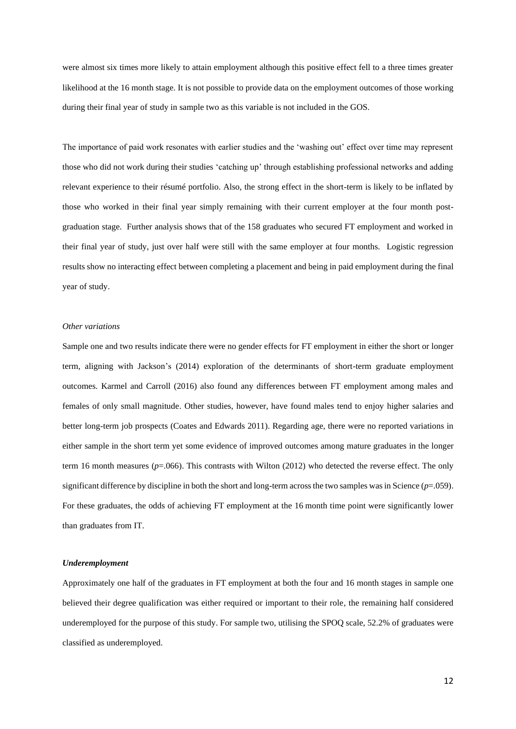were almost six times more likely to attain employment although this positive effect fell to a three times greater likelihood at the 16 month stage. It is not possible to provide data on the employment outcomes of those working during their final year of study in sample two as this variable is not included in the GOS.

The importance of paid work resonates with earlier studies and the 'washing out' effect over time may represent those who did not work during their studies 'catching up' through establishing professional networks and adding relevant experience to their résumé portfolio. Also, the strong effect in the short-term is likely to be inflated by those who worked in their final year simply remaining with their current employer at the four month post-graduation stage. Further analysis shows that of the 158 graduates who secured FT employment and worked in their final year of study, just over half were still with the same employer at four months. Logistic regression results show no interacting effect between completing a placement and being in paid employment during the final year of study.

*Other variations*

Sample one and two results indicate there were no gender effects for FT employment in either the short or longer term, aligning with Jackson's (2014) exploration of the determinants of short-term graduate employment outcomes. Karmel and Carroll (2016) also found any differences between FT employment among males and females of only small magnitude. Other studies, however, have found males tend to enjoy higher salaries and better long-term job prospects (Coates and Edwards 2011). Regarding age, there were no reported variations in either sample in the short term yet some evidence of improved outcomes among mature graduates in the longer term 16 month measures ($p$=.066). This contrasts with Wilton (2012) who detected the reverse effect. The only significant difference by discipline in both the short and long-term across the two samples was in Science ($p$=.059). For these graduates, the odds of achieving FT employment at the 16 month time point were significantly lower than graduates from IT.

***Underemployment***

Approximately one half of the graduates in FT employment at both the four and 16 month stages in sample one believed their degree qualification was either required or important to their role, the remaining half considered underemployed for the purpose of this study. For sample two, utilising the SPOQ scale, 52.2% of graduates were classified as underemployed.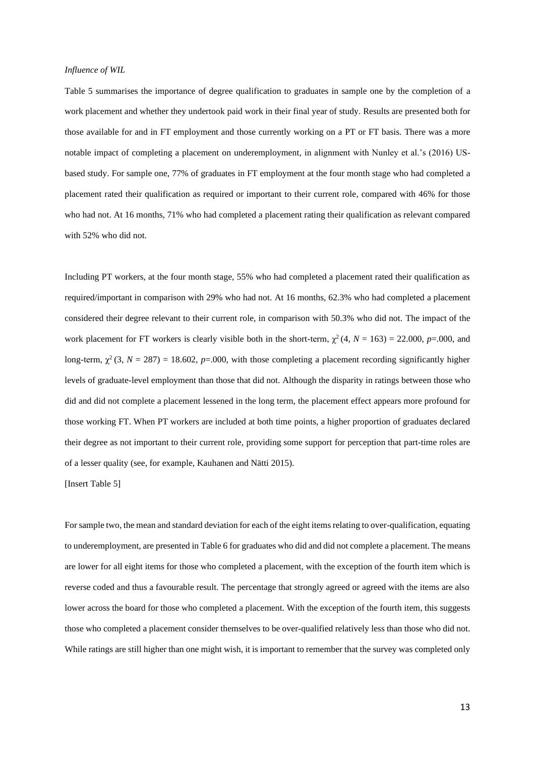*Influence of WIL*

Table 5 summarises the importance of degree qualification to graduates in sample one by the completion of a work placement and whether they undertook paid work in their final year of study. Results are presented both for those available for and in FT employment and those currently working on a PT or FT basis. There was a more notable impact of completing a placement on underemployment, in alignment with Nunley et al.'s (2016) US-based study. For sample one, 77% of graduates in FT employment at the four month stage who had completed a placement rated their qualification as required or important to their current role, compared with 46% for those who had not. At 16 months, 71% who had completed a placement rating their qualification as relevant compared with 52% who did not.

Including PT workers, at the four month stage, 55% who had completed a placement rated their qualification as required/important in comparison with 29% who had not. At 16 months, 62.3% who had completed a placement considered their degree relevant to their current role, in comparison with 50.3% who did not. The impact of the work placement for FT workers is clearly visible both in the short-term, $\chi^2$ (4, $N$ = 163) = 22.000, $p$=.000, and long-term, $\chi^2$ (3, $N$ = 287) = 18.602, $p$=.000, with those completing a placement recording significantly higher levels of graduate-level employment than those that did not. Although the disparity in ratings between those who did and did not complete a placement lessened in the long term, the placement effect appears more profound for those working FT. When PT workers are included at both time points, a higher proportion of graduates declared their degree as not important to their current role, providing some support for perception that part-time roles are of a lesser quality (see, for example, Kauhanen and Nätti 2015).

[Insert Table 5]

For sample two, the mean and standard deviation for each of the eight items relating to over-qualification, equating to underemployment, are presented in Table 6 for graduates who did and did not complete a placement. The means are lower for all eight items for those who completed a placement, with the exception of the fourth item which is reverse coded and thus a favourable result. The percentage that strongly agreed or agreed with the items are also lower across the board for those who completed a placement. With the exception of the fourth item, this suggests those who completed a placement consider themselves to be over-qualified relatively less than those who did not. While ratings are still higher than one might wish, it is important to remember that the survey was completed only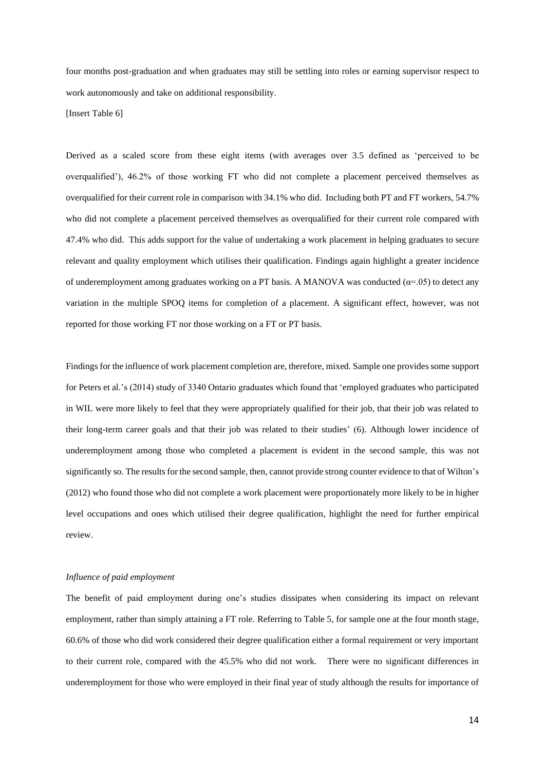four months post-graduation and when graduates may still be settling into roles or earning supervisor respect to work autonomously and take on additional responsibility.

[Insert Table 6]

Derived as a scaled score from these eight items (with averages over 3.5 defined as 'perceived to be overqualified'), 46.2% of those working FT who did not complete a placement perceived themselves as overqualified for their current role in comparison with 34.1% who did. Including both PT and FT workers, 54.7% who did not complete a placement perceived themselves as overqualified for their current role compared with 47.4% who did. This adds support for the value of undertaking a work placement in helping graduates to secure relevant and quality employment which utilises their qualification. Findings again highlight a greater incidence of underemployment among graduates working on a PT basis. A MANOVA was conducted ($\alpha$=.05) to detect any variation in the multiple SPOQ items for completion of a placement. A significant effect, however, was not reported for those working FT nor those working on a FT or PT basis.

Findings for the influence of work placement completion are, therefore, mixed. Sample one provides some support for Peters et al.'s (2014) study of 3340 Ontario graduates which found that 'employed graduates who participated in WIL were more likely to feel that they were appropriately qualified for their job, that their job was related to their long-term career goals and that their job was related to their studies' (6). Although lower incidence of underemployment among those who completed a placement is evident in the second sample, this was not significantly so. The results for the second sample, then, cannot provide strong counter evidence to that of Wilton's (2012) who found those who did not complete a work placement were proportionately more likely to be in higher level occupations and ones which utilised their degree qualification, highlight the need for further empirical review.

*Influence of paid employment*

The benefit of paid employment during one's studies dissipates when considering its impact on relevant employment, rather than simply attaining a FT role. Referring to Table 5, for sample one at the four month stage, 60.6% of those who did work considered their degree qualification either a formal requirement or very important to their current role, compared with the 45.5% who did not work. There were no significant differences in underemployment for those who were employed in their final year of study although the results for importance of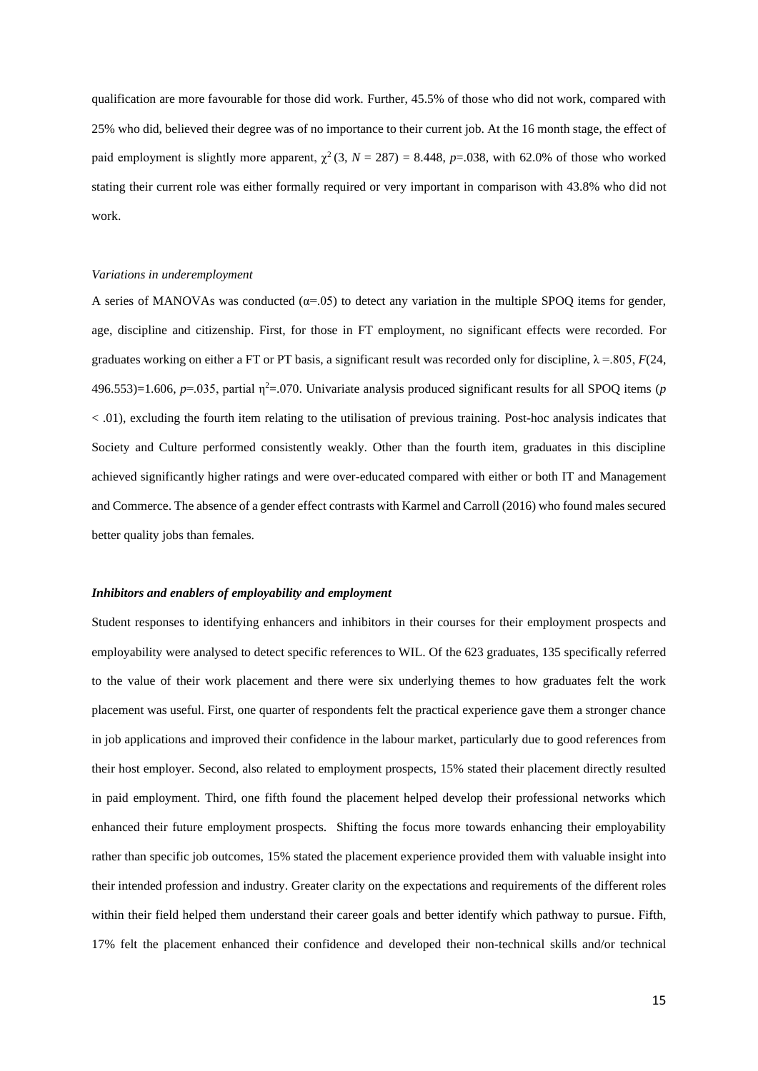qualification are more favourable for those did work. Further, 45.5% of those who did not work, compared with 25% who did, believed their degree was of no importance to their current job. At the 16 month stage, the effect of paid employment is slightly more apparent, $\chi^2$ (3, $N$ = 287) = 8.448, $p$=.038, with 62.0% of those who worked stating their current role was either formally required or very important in comparison with 43.8% who did not work.

*Variations in underemployment*

A series of MANOVAs was conducted ($\alpha$=.05) to detect any variation in the multiple SPOQ items for gender, age, discipline and citizenship. First, for those in FT employment, no significant effects were recorded. For graduates working on either a FT or PT basis, a significant result was recorded only for discipline, $\lambda$ =.805, $F$(24, 496.553)=1.606, $p$=.035, partial $\eta^2$=.070. Univariate analysis produced significant results for all SPOQ items ($p$ < .01), excluding the fourth item relating to the utilisation of previous training. Post-hoc analysis indicates that Society and Culture performed consistently weakly. Other than the fourth item, graduates in this discipline achieved significantly higher ratings and were over-educated compared with either or both IT and Management and Commerce. The absence of a gender effect contrasts with Karmel and Carroll (2016) who found males secured better quality jobs than females.

***Inhibitors and enablers of employability and employment***

Student responses to identifying enhancers and inhibitors in their courses for their employment prospects and employability were analysed to detect specific references to WIL. Of the 623 graduates, 135 specifically referred to the value of their work placement and there were six underlying themes to how graduates felt the work placement was useful. First, one quarter of respondents felt the practical experience gave them a stronger chance in job applications and improved their confidence in the labour market, particularly due to good references from their host employer. Second, also related to employment prospects, 15% stated their placement directly resulted in paid employment. Third, one fifth found the placement helped develop their professional networks which enhanced their future employment prospects. Shifting the focus more towards enhancing their employability rather than specific job outcomes, 15% stated the placement experience provided them with valuable insight into their intended profession and industry. Greater clarity on the expectations and requirements of the different roles within their field helped them understand their career goals and better identify which pathway to pursue. Fifth, 17% felt the placement enhanced their confidence and developed their non-technical skills and/or technical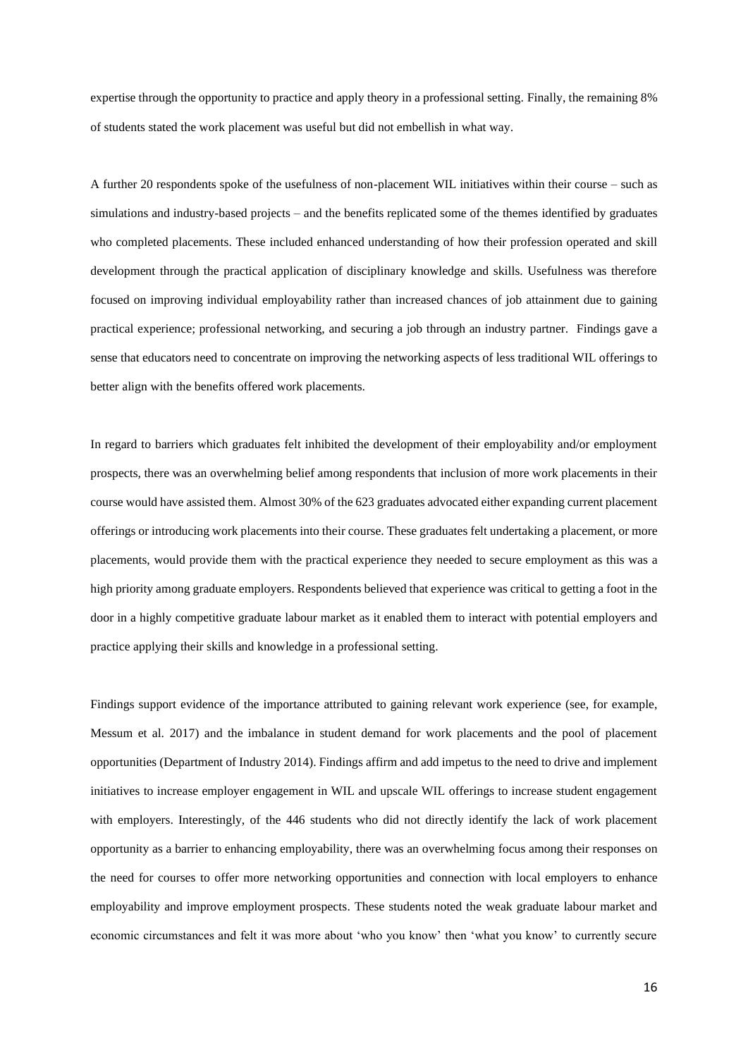expertise through the opportunity to practice and apply theory in a professional setting. Finally, the remaining 8% of students stated the work placement was useful but did not embellish in what way.

A further 20 respondents spoke of the usefulness of non-placement WIL initiatives within their course – such as simulations and industry-based projects – and the benefits replicated some of the themes identified by graduates who completed placements. These included enhanced understanding of how their profession operated and skill development through the practical application of disciplinary knowledge and skills. Usefulness was therefore focused on improving individual employability rather than increased chances of job attainment due to gaining practical experience; professional networking, and securing a job through an industry partner. Findings gave a sense that educators need to concentrate on improving the networking aspects of less traditional WIL offerings to better align with the benefits offered work placements.

In regard to barriers which graduates felt inhibited the development of their employability and/or employment prospects, there was an overwhelming belief among respondents that inclusion of more work placements in their course would have assisted them. Almost 30% of the 623 graduates advocated either expanding current placement offerings or introducing work placements into their course. These graduates felt undertaking a placement, or more placements, would provide them with the practical experience they needed to secure employment as this was a high priority among graduate employers. Respondents believed that experience was critical to getting a foot in the door in a highly competitive graduate labour market as it enabled them to interact with potential employers and practice applying their skills and knowledge in a professional setting.

Findings support evidence of the importance attributed to gaining relevant work experience (see, for example, Messum et al. 2017) and the imbalance in student demand for work placements and the pool of placement opportunities (Department of Industry 2014). Findings affirm and add impetus to the need to drive and implement initiatives to increase employer engagement in WIL and upscale WIL offerings to increase student engagement with employers. Interestingly, of the 446 students who did not directly identify the lack of work placement opportunity as a barrier to enhancing employability, there was an overwhelming focus among their responses on the need for courses to offer more networking opportunities and connection with local employers to enhance employability and improve employment prospects. These students noted the weak graduate labour market and economic circumstances and felt it was more about 'who you know' then 'what you know' to currently secure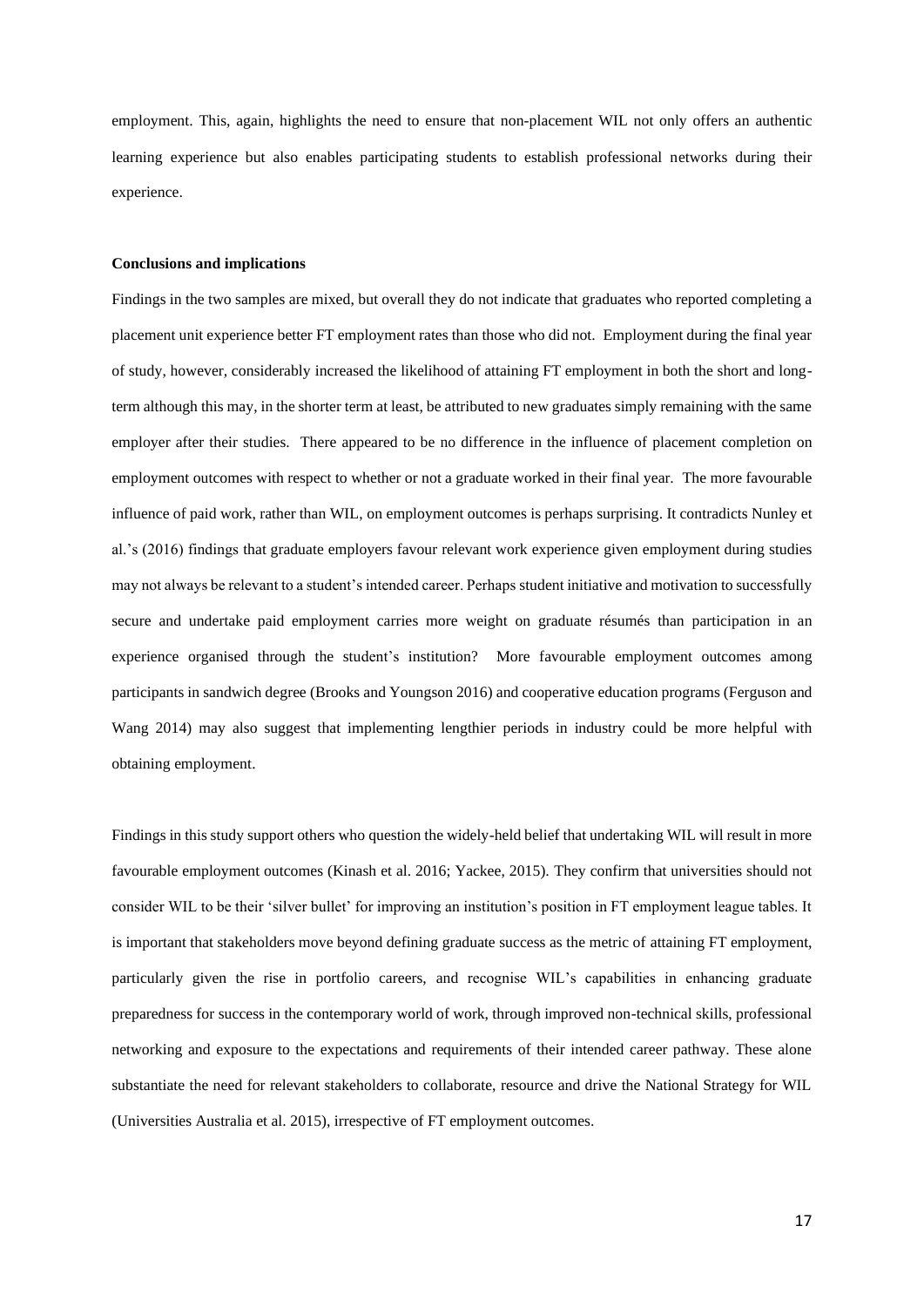employment. This, again, highlights the need to ensure that non-placement WIL not only offers an authentic learning experience but also enables participating students to establish professional networks during their experience.

**Conclusions and implications**

Findings in the two samples are mixed, but overall they do not indicate that graduates who reported completing a placement unit experience better FT employment rates than those who did not. Employment during the final year of study, however, considerably increased the likelihood of attaining FT employment in both the short and long-term although this may, in the shorter term at least, be attributed to new graduates simply remaining with the same employer after their studies. There appeared to be no difference in the influence of placement completion on employment outcomes with respect to whether or not a graduate worked in their final year. The more favourable influence of paid work, rather than WIL, on employment outcomes is perhaps surprising. It contradicts Nunley et al.'s (2016) findings that graduate employers favour relevant work experience given employment during studies may not always be relevant to a student's intended career. Perhaps student initiative and motivation to successfully secure and undertake paid employment carries more weight on graduate résumés than participation in an experience organised through the student's institution? More favourable employment outcomes among participants in sandwich degree (Brooks and Youngson 2016) and cooperative education programs (Ferguson and Wang 2014) may also suggest that implementing lengthier periods in industry could be more helpful with obtaining employment.

Findings in this study support others who question the widely-held belief that undertaking WIL will result in more favourable employment outcomes (Kinash et al. 2016; Yackee, 2015). They confirm that universities should not consider WIL to be their 'silver bullet' for improving an institution's position in FT employment league tables. It is important that stakeholders move beyond defining graduate success as the metric of attaining FT employment, particularly given the rise in portfolio careers, and recognise WIL's capabilities in enhancing graduate preparedness for success in the contemporary world of work, through improved non-technical skills, professional networking and exposure to the expectations and requirements of their intended career pathway. These alone substantiate the need for relevant stakeholders to collaborate, resource and drive the National Strategy for WIL (Universities Australia et al. 2015), irrespective of FT employment outcomes.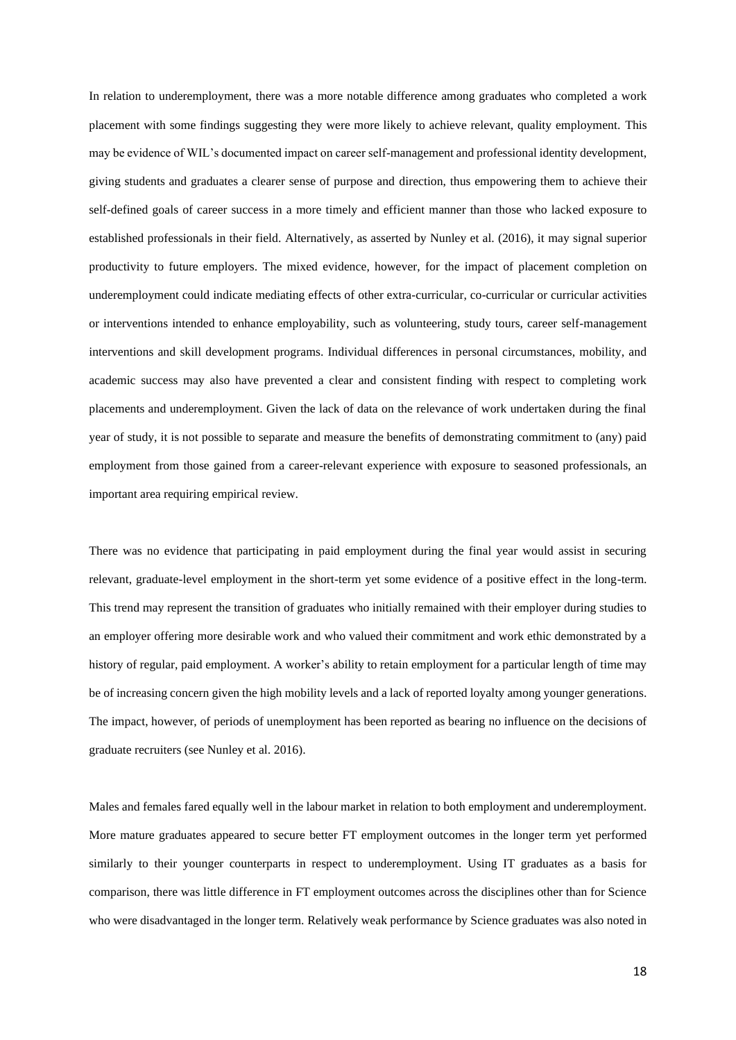In relation to underemployment, there was a more notable difference among graduates who completed a work placement with some findings suggesting they were more likely to achieve relevant, quality employment. This may be evidence of WIL's documented impact on career self-management and professional identity development, giving students and graduates a clearer sense of purpose and direction, thus empowering them to achieve their self-defined goals of career success in a more timely and efficient manner than those who lacked exposure to established professionals in their field. Alternatively, as asserted by Nunley et al. (2016), it may signal superior productivity to future employers. The mixed evidence, however, for the impact of placement completion on underemployment could indicate mediating effects of other extra-curricular, co-curricular or curricular activities or interventions intended to enhance employability, such as volunteering, study tours, career self-management interventions and skill development programs. Individual differences in personal circumstances, mobility, and academic success may also have prevented a clear and consistent finding with respect to completing work placements and underemployment. Given the lack of data on the relevance of work undertaken during the final year of study, it is not possible to separate and measure the benefits of demonstrating commitment to (any) paid employment from those gained from a career-relevant experience with exposure to seasoned professionals, an important area requiring empirical review.

There was no evidence that participating in paid employment during the final year would assist in securing relevant, graduate-level employment in the short-term yet some evidence of a positive effect in the long-term. This trend may represent the transition of graduates who initially remained with their employer during studies to an employer offering more desirable work and who valued their commitment and work ethic demonstrated by a history of regular, paid employment. A worker's ability to retain employment for a particular length of time may be of increasing concern given the high mobility levels and a lack of reported loyalty among younger generations. The impact, however, of periods of unemployment has been reported as bearing no influence on the decisions of graduate recruiters (see Nunley et al. 2016).

Males and females fared equally well in the labour market in relation to both employment and underemployment. More mature graduates appeared to secure better FT employment outcomes in the longer term yet performed similarly to their younger counterparts in respect to underemployment. Using IT graduates as a basis for comparison, there was little difference in FT employment outcomes across the disciplines other than for Science who were disadvantaged in the longer term. Relatively weak performance by Science graduates was also noted in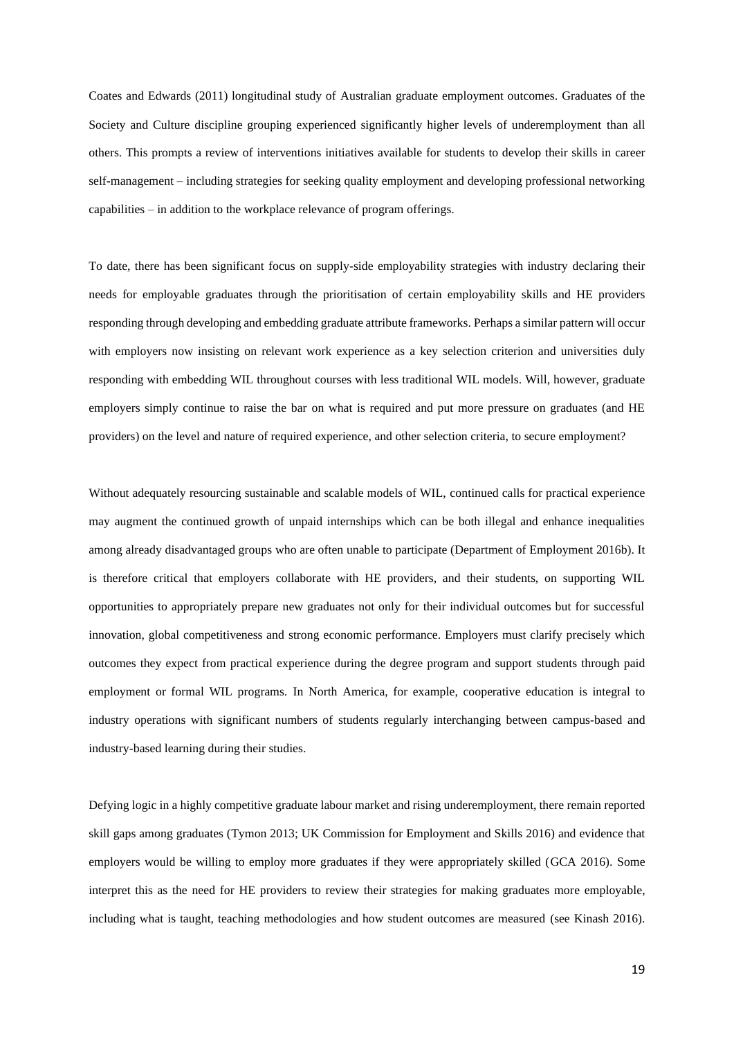Coates and Edwards (2011) longitudinal study of Australian graduate employment outcomes. Graduates of the Society and Culture discipline grouping experienced significantly higher levels of underemployment than all others. This prompts a review of interventions initiatives available for students to develop their skills in career self-management – including strategies for seeking quality employment and developing professional networking capabilities – in addition to the workplace relevance of program offerings.

To date, there has been significant focus on supply-side employability strategies with industry declaring their needs for employable graduates through the prioritisation of certain employability skills and HE providers responding through developing and embedding graduate attribute frameworks. Perhaps a similar pattern will occur with employers now insisting on relevant work experience as a key selection criterion and universities duly responding with embedding WIL throughout courses with less traditional WIL models. Will, however, graduate employers simply continue to raise the bar on what is required and put more pressure on graduates (and HE providers) on the level and nature of required experience, and other selection criteria, to secure employment?

Without adequately resourcing sustainable and scalable models of WIL, continued calls for practical experience may augment the continued growth of unpaid internships which can be both illegal and enhance inequalities among already disadvantaged groups who are often unable to participate (Department of Employment 2016b). It is therefore critical that employers collaborate with HE providers, and their students, on supporting WIL opportunities to appropriately prepare new graduates not only for their individual outcomes but for successful innovation, global competitiveness and strong economic performance. Employers must clarify precisely which outcomes they expect from practical experience during the degree program and support students through paid employment or formal WIL programs. In North America, for example, cooperative education is integral to industry operations with significant numbers of students regularly interchanging between campus-based and industry-based learning during their studies.

Defying logic in a highly competitive graduate labour market and rising underemployment, there remain reported skill gaps among graduates (Tymon 2013; UK Commission for Employment and Skills 2016) and evidence that employers would be willing to employ more graduates if they were appropriately skilled (GCA 2016). Some interpret this as the need for HE providers to review their strategies for making graduates more employable, including what is taught, teaching methodologies and how student outcomes are measured (see Kinash 2016).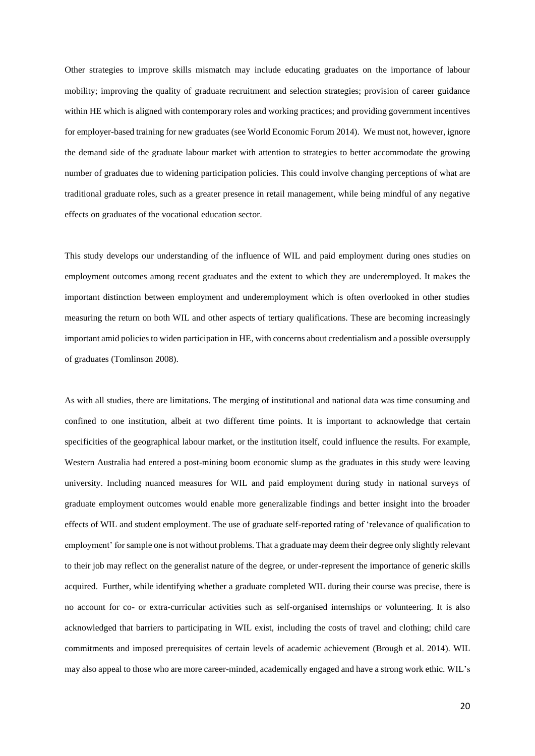Other strategies to improve skills mismatch may include educating graduates on the importance of labour mobility; improving the quality of graduate recruitment and selection strategies; provision of career guidance within HE which is aligned with contemporary roles and working practices; and providing government incentives for employer-based training for new graduates (see World Economic Forum 2014). We must not, however, ignore the demand side of the graduate labour market with attention to strategies to better accommodate the growing number of graduates due to widening participation policies. This could involve changing perceptions of what are traditional graduate roles, such as a greater presence in retail management, while being mindful of any negative effects on graduates of the vocational education sector.

This study develops our understanding of the influence of WIL and paid employment during ones studies on employment outcomes among recent graduates and the extent to which they are underemployed. It makes the important distinction between employment and underemployment which is often overlooked in other studies measuring the return on both WIL and other aspects of tertiary qualifications. These are becoming increasingly important amid policies to widen participation in HE, with concerns about credentialism and a possible oversupply of graduates (Tomlinson 2008).

As with all studies, there are limitations. The merging of institutional and national data was time consuming and confined to one institution, albeit at two different time points. It is important to acknowledge that certain specificities of the geographical labour market, or the institution itself, could influence the results. For example, Western Australia had entered a post-mining boom economic slump as the graduates in this study were leaving university. Including nuanced measures for WIL and paid employment during study in national surveys of graduate employment outcomes would enable more generalizable findings and better insight into the broader effects of WIL and student employment. The use of graduate self-reported rating of 'relevance of qualification to employment' for sample one is not without problems. That a graduate may deem their degree only slightly relevant to their job may reflect on the generalist nature of the degree, or under-represent the importance of generic skills acquired. Further, while identifying whether a graduate completed WIL during their course was precise, there is no account for co- or extra-curricular activities such as self-organised internships or volunteering. It is also acknowledged that barriers to participating in WIL exist, including the costs of travel and clothing; child care commitments and imposed prerequisites of certain levels of academic achievement (Brough et al. 2014). WIL may also appeal to those who are more career-minded, academically engaged and have a strong work ethic. WIL's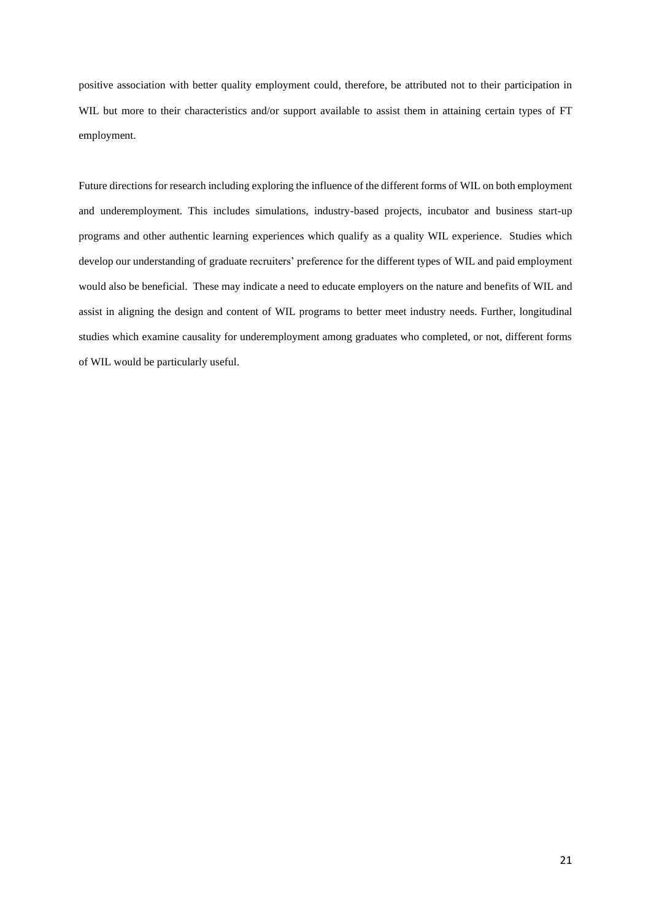positive association with better quality employment could, therefore, be attributed not to their participation in WIL but more to their characteristics and/or support available to assist them in attaining certain types of FT employment.

Future directions for research including exploring the influence of the different forms of WIL on both employment and underemployment. This includes simulations, industry-based projects, incubator and business start-up programs and other authentic learning experiences which qualify as a quality WIL experience. Studies which develop our understanding of graduate recruiters' preference for the different types of WIL and paid employment would also be beneficial. These may indicate a need to educate employers on the nature and benefits of WIL and assist in aligning the design and content of WIL programs to better meet industry needs. Further, longitudinal studies which examine causality for underemployment among graduates who completed, or not, different forms of WIL would be particularly useful.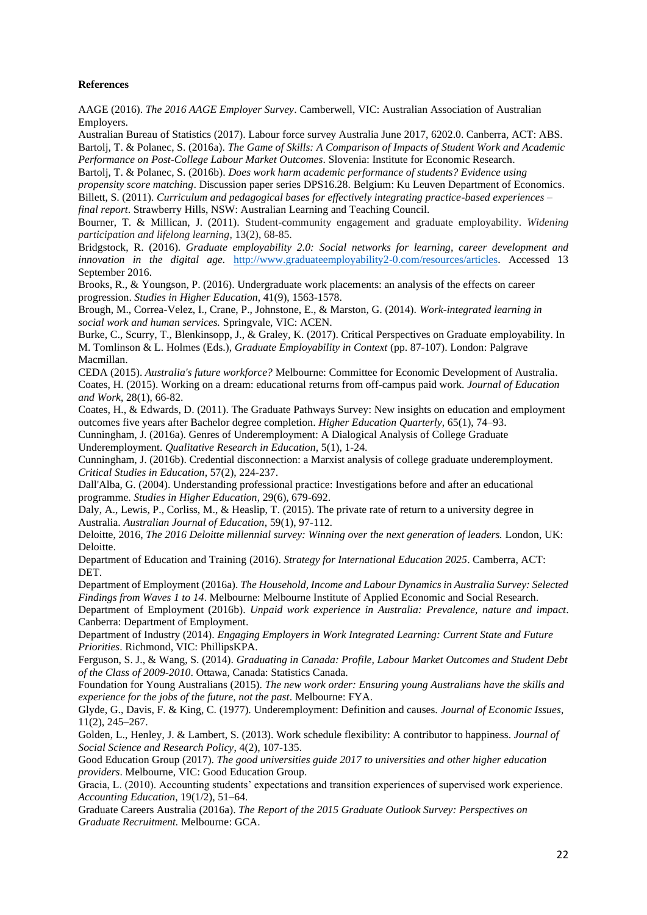**References**

AAGE (2016). *The 2016 AAGE Employer Survey*. Camberwell, VIC: Australian Association of Australian Employers.

Australian Bureau of Statistics (2017). Labour force survey Australia June 2017, 6202.0. Canberra, ACT: ABS.

Bartolj, T. & Polanec, S. (2016a). *The Game of Skills: A Comparison of Impacts of Student Work and Academic Performance on Post-College Labour Market Outcomes*. Slovenia: Institute for Economic Research.

Bartolj, T. & Polanec, S. (2016b). *Does work harm academic performance of students? Evidence using propensity score matching*. Discussion paper series DPS16.28. Belgium: Ku Leuven Department of Economics.

Billett, S. (2011). *Curriculum and pedagogical bases for effectively integrating practice-based experiences – final report*. Strawberry Hills, NSW: Australian Learning and Teaching Council.

Bourner, T. & Millican, J. (2011). Student-community engagement and graduate employability. *Widening participation and lifelong learning*, 13(2), 68-85.

Bridgstock, R. (2016). *Graduate employability 2.0: Social networks for learning, career development and innovation in the digital age.* http://www.graduateemployability2-0.com/resources/articles. Accessed 13 September 2016.

Brooks, R., & Youngson, P. (2016). Undergraduate work placements: an analysis of the effects on career progression. *Studies in Higher Education*, 41(9), 1563-1578.

Brough, M., Correa-Velez, I., Crane, P., Johnstone, E., & Marston, G. (2014). *Work-integrated learning in social work and human services.* Springvale, VIC: ACEN.

Burke, C., Scurry, T., Blenkinsopp, J., & Graley, K. (2017). Critical Perspectives on Graduate employability. In M. Tomlinson & L. Holmes (Eds.), *Graduate Employability in Context* (pp. 87-107). London: Palgrave Macmillan.

CEDA (2015). *Australia's future workforce?* Melbourne: Committee for Economic Development of Australia.

Coates, H. (2015). Working on a dream: educational returns from off-campus paid work. *Journal of Education and Work*, 28(1), 66-82.

Coates, H., & Edwards, D. (2011). The Graduate Pathways Survey: New insights on education and employment outcomes five years after Bachelor degree completion. *Higher Education Quarterly*, 65(1), 74–93.

Cunningham, J. (2016a). Genres of Underemployment: A Dialogical Analysis of College Graduate Underemployment. *Qualitative Research in Education*, 5(1), 1-24.

Cunningham, J. (2016b). Credential disconnection: a Marxist analysis of college graduate underemployment. *Critical Studies in Education*, 57(2), 224-237.

Dall'Alba, G. (2004). Understanding professional practice: Investigations before and after an educational programme. *Studies in Higher Education*, 29(6), 679-692.

Daly, A., Lewis, P., Corliss, M., & Heaslip, T. (2015). The private rate of return to a university degree in Australia. *Australian Journal of Education*, 59(1), 97-112.

Deloitte, 2016, *The 2016 Deloitte millennial survey: Winning over the next generation of leaders.* London, UK: Deloitte.

Department of Education and Training (2016). *Strategy for International Education 2025*. Camberra, ACT: DET.

Department of Employment (2016a). *The Household, Income and Labour Dynamics in Australia Survey: Selected Findings from Waves 1 to 14*. Melbourne: Melbourne Institute of Applied Economic and Social Research.

Department of Employment (2016b). *Unpaid work experience in Australia: Prevalence, nature and impact*. Canberra: Department of Employment.

Department of Industry (2014). *Engaging Employers in Work Integrated Learning: Current State and Future Priorities*. Richmond, VIC: PhillipsKPA.

Ferguson, S. J., & Wang, S. (2014). *Graduating in Canada: Profile, Labour Market Outcomes and Student Debt of the Class of 2009-2010*. Ottawa, Canada: Statistics Canada.

Foundation for Young Australians (2015). *The new work order: Ensuring young Australians have the skills and experience for the jobs of the future, not the past*. Melbourne: FYA.

Glyde, G., Davis, F. & King, C. (1977). Underemployment: Definition and causes. *Journal of Economic Issues*, 11(2), 245–267.

Golden, L., Henley, J. & Lambert, S. (2013). Work schedule flexibility: A contributor to happiness. *Journal of Social Science and Research Policy*, 4(2), 107-135.

Good Education Group (2017). *The good universities guide 2017 to universities and other higher education providers*. Melbourne, VIC: Good Education Group.

Gracia, L. (2010). Accounting students' expectations and transition experiences of supervised work experience. *Accounting Education*, 19(1/2), 51–64.

Graduate Careers Australia (2016a). *The Report of the 2015 Graduate Outlook Survey: Perspectives on Graduate Recruitment.* Melbourne: GCA.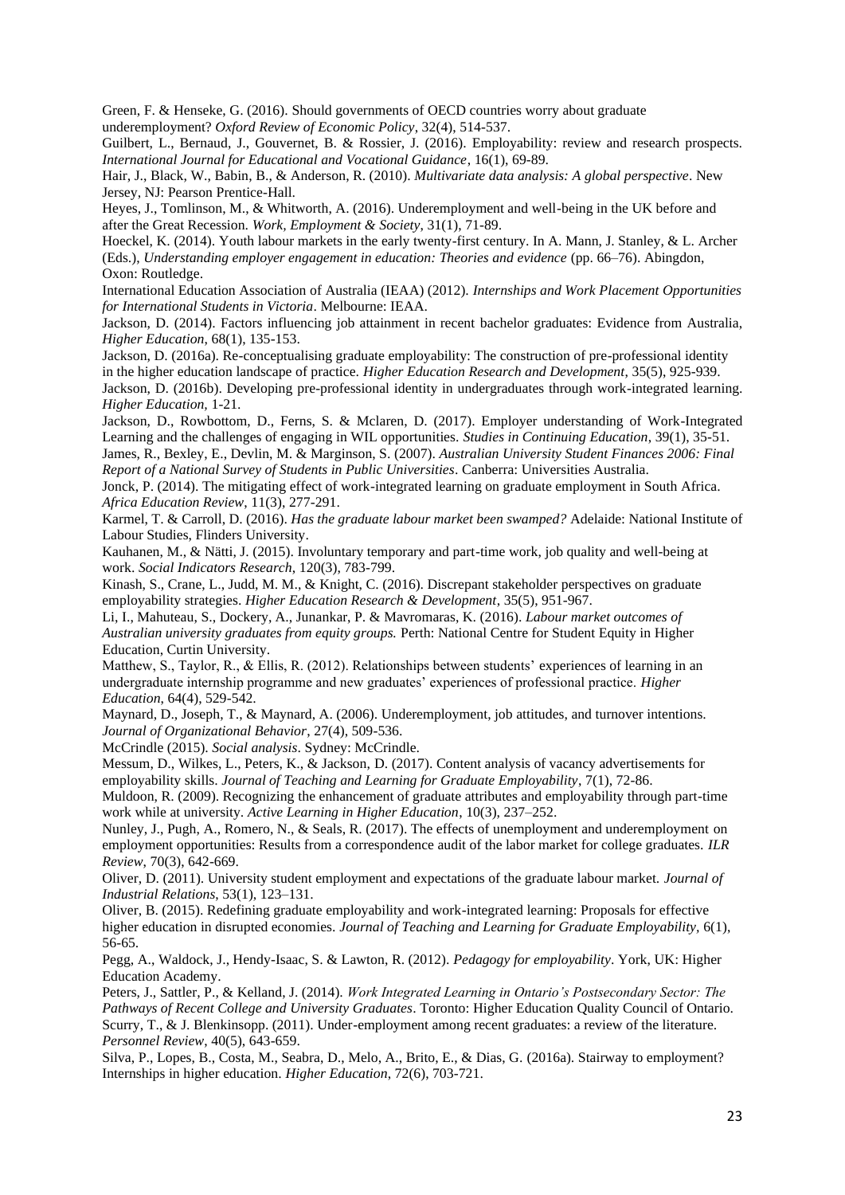Green, F. & Henseke, G. (2016). Should governments of OECD countries worry about graduate underemployment? *Oxford Review of Economic Policy*, 32(4), 514-537.

Guilbert, L., Bernaud, J., Gouvernet, B. & Rossier, J. (2016). Employability: review and research prospects. *International Journal for Educational and Vocational Guidance*, 16(1), 69-89.

Hair, J., Black, W., Babin, B., & Anderson, R. (2010). *Multivariate data analysis: A global perspective*. New Jersey, NJ: Pearson Prentice-Hall.

Heyes, J., Tomlinson, M., & Whitworth, A. (2016). Underemployment and well-being in the UK before and after the Great Recession. *Work, Employment & Society*, 31(1), 71-89.

Hoeckel, K. (2014). Youth labour markets in the early twenty-first century. In A. Mann, J. Stanley, & L. Archer (Eds.), *Understanding employer engagement in education: Theories and evidence* (pp. 66–76). Abingdon, Oxon: Routledge.

International Education Association of Australia (IEAA) (2012). *Internships and Work Placement Opportunities for International Students in Victoria*. Melbourne: IEAA.

Jackson, D. (2014). Factors influencing job attainment in recent bachelor graduates: Evidence from Australia, *Higher Education*, 68(1), 135-153.

Jackson, D. (2016a). Re-conceptualising graduate employability: The construction of pre-professional identity in the higher education landscape of practice. *Higher Education Research and Development*, 35(5), 925-939.

Jackson, D. (2016b). Developing pre-professional identity in undergraduates through work-integrated learning. *Higher Education*, 1-21.

Jackson, D., Rowbottom, D., Ferns, S. & Mclaren, D. (2017). Employer understanding of Work-Integrated Learning and the challenges of engaging in WIL opportunities. *Studies in Continuing Education*, 39(1), 35-51.

James, R., Bexley, E., Devlin, M. & Marginson, S. (2007). *Australian University Student Finances 2006: Final Report of a National Survey of Students in Public Universities*. Canberra: Universities Australia.

Jonck, P. (2014). The mitigating effect of work-integrated learning on graduate employment in South Africa. *Africa Education Review*, 11(3), 277-291.

Karmel, T. & Carroll, D. (2016). *Has the graduate labour market been swamped?* Adelaide: National Institute of Labour Studies, Flinders University.

Kauhanen, M., & Nätti, J. (2015). Involuntary temporary and part-time work, job quality and well-being at work. *Social Indicators Research*, 120(3), 783-799.

Kinash, S., Crane, L., Judd, M. M., & Knight, C. (2016). Discrepant stakeholder perspectives on graduate employability strategies. *Higher Education Research & Development*, 35(5), 951-967.

Li, I., Mahuteau, S., Dockery, A., Junankar, P. & Mavromaras, K. (2016). *Labour market outcomes of Australian university graduates from equity groups.* Perth: National Centre for Student Equity in Higher Education, Curtin University.

Matthew, S., Taylor, R., & Ellis, R. (2012). Relationships between students' experiences of learning in an undergraduate internship programme and new graduates' experiences of professional practice. *Higher Education,* 64(4), 529-542.

Maynard, D., Joseph, T., & Maynard, A. (2006). Underemployment, job attitudes, and turnover intentions. *Journal of Organizational Behavior*, 27(4), 509-536.

McCrindle (2015). *Social analysis*. Sydney: McCrindle.

Messum, D., Wilkes, L., Peters, K., & Jackson, D. (2017). Content analysis of vacancy advertisements for employability skills. *Journal of Teaching and Learning for Graduate Employability*, 7(1), 72-86.

Muldoon, R. (2009). Recognizing the enhancement of graduate attributes and employability through part-time work while at university. *Active Learning in Higher Education*, 10(3), 237–252.

Nunley, J., Pugh, A., Romero, N., & Seals, R. (2017). The effects of unemployment and underemployment on employment opportunities: Results from a correspondence audit of the labor market for college graduates. *ILR Review*, 70(3), 642-669.

Oliver, D. (2011). University student employment and expectations of the graduate labour market. *Journal of Industrial Relations*, 53(1), 123–131.

Oliver, B. (2015). Redefining graduate employability and work-integrated learning: Proposals for effective higher education in disrupted economies. *Journal of Teaching and Learning for Graduate Employability,* 6(1), 56-65.

Pegg, A., Waldock, J., Hendy-Isaac, S. & Lawton, R. (2012). *Pedagogy for employability*. York, UK: Higher Education Academy.

Peters, J., Sattler, P., & Kelland, J. (2014). *Work Integrated Learning in Ontario's Postsecondary Sector: The Pathways of Recent College and University Graduates*. Toronto: Higher Education Quality Council of Ontario.

Scurry, T., & J. Blenkinsopp. (2011). Under-employment among recent graduates: a review of the literature. *Personnel Review*, 40(5), 643-659.

Silva, P., Lopes, B., Costa, M., Seabra, D., Melo, A., Brito, E., & Dias, G. (2016a). Stairway to employment? Internships in higher education. *Higher Education*, 72(6), 703-721.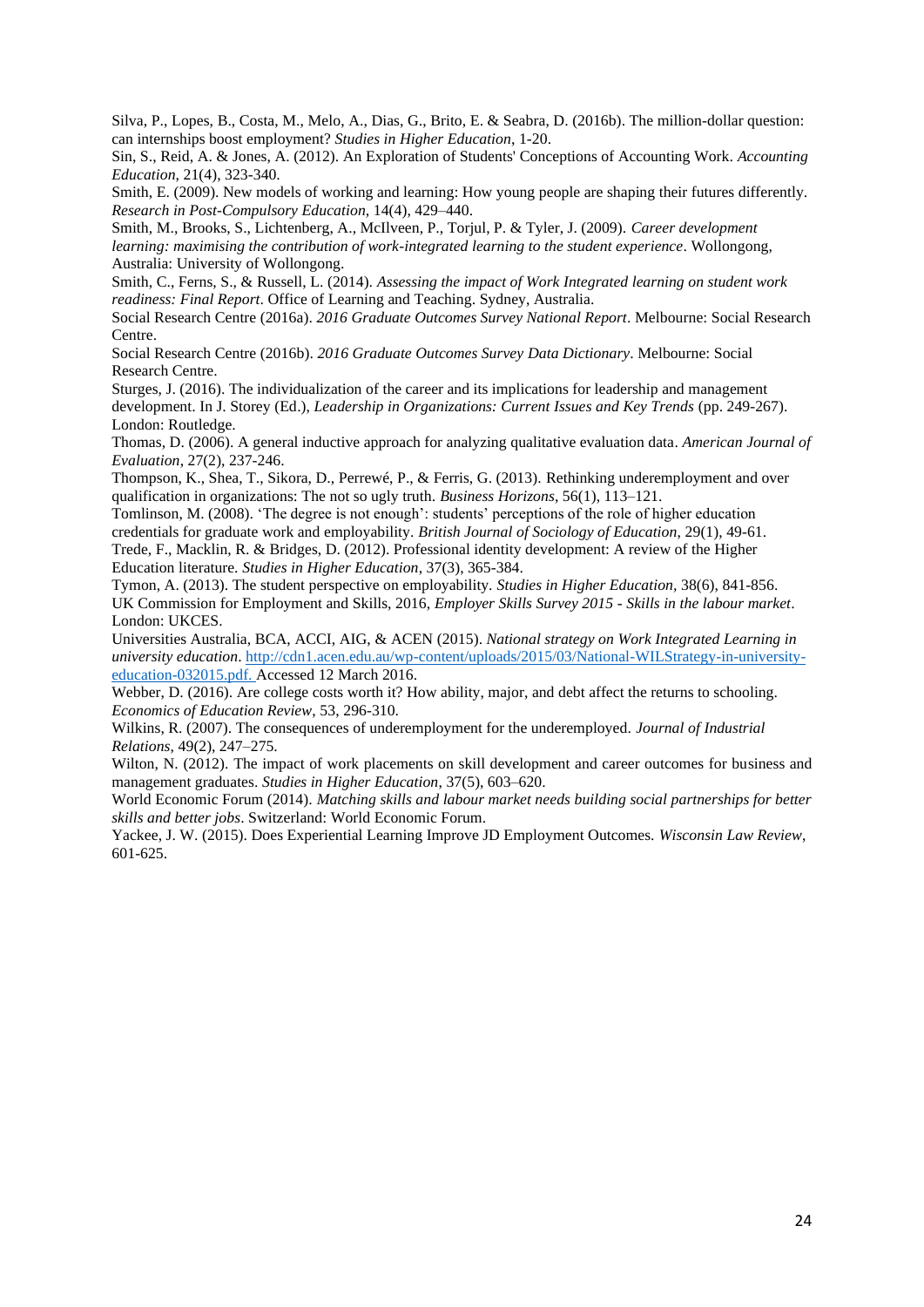Silva, P., Lopes, B., Costa, M., Melo, A., Dias, G., Brito, E. & Seabra, D. (2016b). The million-dollar question: can internships boost employment? *Studies in Higher Education*, 1-20.

Sin, S., Reid, A. & Jones, A. (2012). An Exploration of Students' Conceptions of Accounting Work. *Accounting Education*, 21(4), 323-340.

Smith, E. (2009). New models of working and learning: How young people are shaping their futures differently. *Research in Post-Compulsory Education*, 14(4), 429–440.

Smith, M., Brooks, S., Lichtenberg, A., McIlveen, P., Torjul, P. & Tyler, J. (2009). *Career development learning: maximising the contribution of work-integrated learning to the student experience*. Wollongong, Australia: University of Wollongong.

Smith, C., Ferns, S., & Russell, L. (2014). *Assessing the impact of Work Integrated learning on student work readiness: Final Report*. Office of Learning and Teaching. Sydney, Australia.

Social Research Centre (2016a). *2016 Graduate Outcomes Survey National Report*. Melbourne: Social Research Centre.

Social Research Centre (2016b). *2016 Graduate Outcomes Survey Data Dictionary*. Melbourne: Social Research Centre.

Sturges, J. (2016). The individualization of the career and its implications for leadership and management development. In J. Storey (Ed.), *Leadership in Organizations: Current Issues and Key Trends* (pp. 249-267). London: Routledge.

Thomas, D. (2006). A general inductive approach for analyzing qualitative evaluation data. *American Journal of Evaluation*, 27(2), 237-246.

Thompson, K., Shea, T., Sikora, D., Perrewé, P., & Ferris, G. (2013). Rethinking underemployment and over qualification in organizations: The not so ugly truth. *Business Horizons*, 56(1), 113–121.

Tomlinson, M. (2008). 'The degree is not enough': students' perceptions of the role of higher education credentials for graduate work and employability. *British Journal of Sociology of Education,* 29(1), 49-61.

Trede, F., Macklin, R. & Bridges, D. (2012). Professional identity development: A review of the Higher Education literature. *Studies in Higher Education*, 37(3), 365-384.

Tymon, A. (2013). The student perspective on employability. *Studies in Higher Education,* 38(6), 841-856.

UK Commission for Employment and Skills, 2016, *Employer Skills Survey 2015 - Skills in the labour market*. London: UKCES.

Universities Australia, BCA, ACCI, AIG, & ACEN (2015). *National strategy on Work Integrated Learning in university education*. http://cdn1.acen.edu.au/wp-content/uploads/2015/03/National-WILStrategy-in-university-education-032015.pdf. Accessed 12 March 2016.

Webber, D. (2016). Are college costs worth it? How ability, major, and debt affect the returns to schooling. *Economics of Education Review*, 53, 296-310.

Wilkins, R. (2007). The consequences of underemployment for the underemployed. *Journal of Industrial Relations*, 49(2), 247–275.

Wilton, N. (2012). The impact of work placements on skill development and career outcomes for business and management graduates. *Studies in Higher Education*, 37(5), 603–620.

World Economic Forum (2014). *Matching skills and labour market needs building social partnerships for better skills and better jobs*. Switzerland: World Economic Forum.

Yackee, J. W. (2015). Does Experiential Learning Improve JD Employment Outcomes. *Wisconsin Law Review*, 601-625.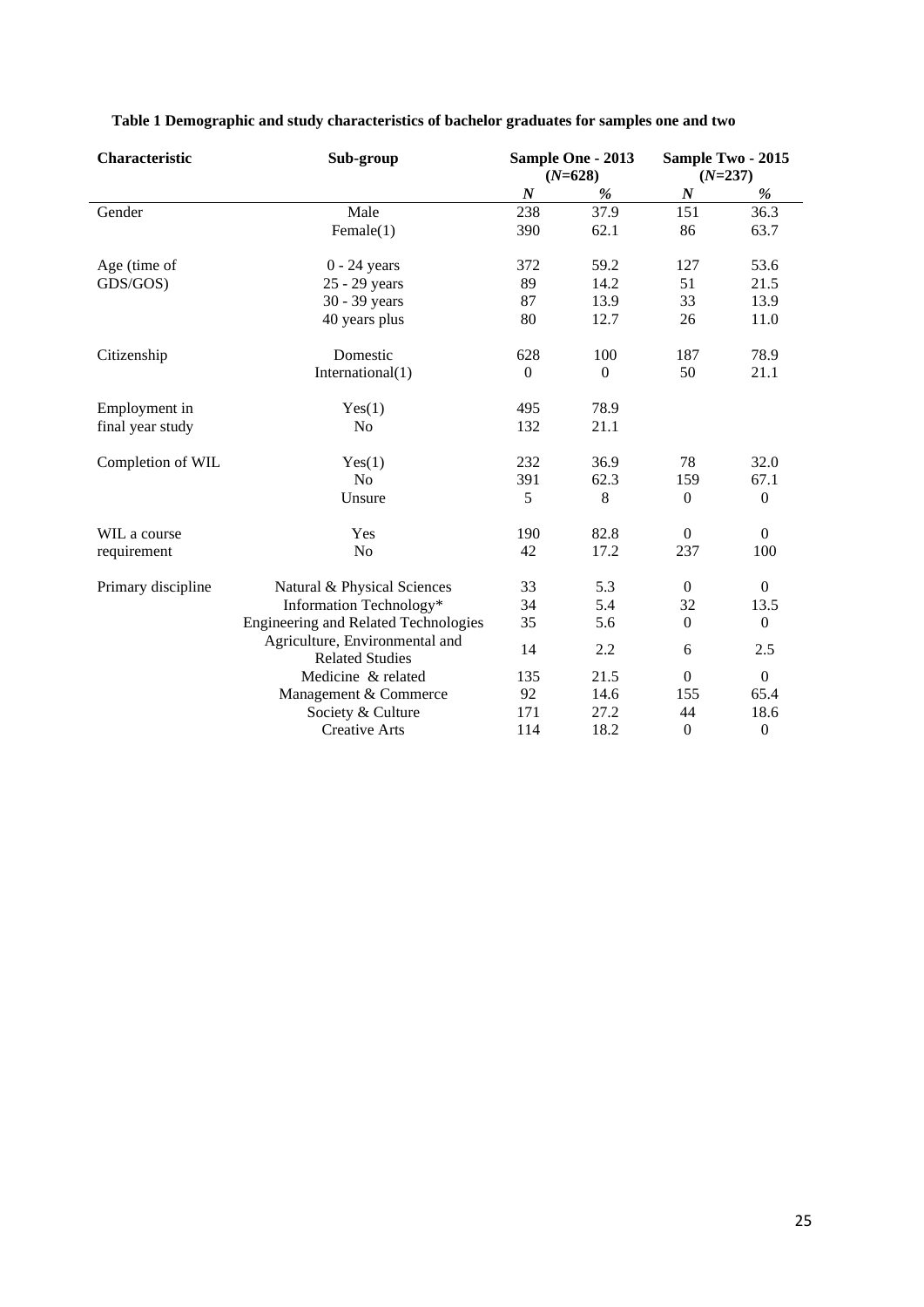**Table 1 Demographic and study characteristics of bachelor graduates for samples one and two**

| Characteristic | Sub-group | Sample One - 2013 (*N*=628) | | Sample Two - 2015 (*N*=237) | |
|---|---|---|---|---|---|
| | | ***N*** | ***%*** | ***N*** | ***%*** |
| Gender | Male | 238 | 37.9 | 151 | 36.3 |
| | Female(1) | 390 | 62.1 | 86 | 63.7 |
| Age (time of GDS/GOS) | 0 - 24 years | 372 | 59.2 | 127 | 53.6 |
| | 25 - 29 years | 89 | 14.2 | 51 | 21.5 |
| | 30 - 39 years | 87 | 13.9 | 33 | 13.9 |
| | 40 years plus | 80 | 12.7 | 26 | 11.0 |
| Citizenship | Domestic | 628 | 100 | 187 | 78.9 |
| | International(1) | 0 | 0 | 50 | 21.1 |
| Employment in final year study | Yes(1) | 495 | 78.9 | | |
| | No | 132 | 21.1 | | |
| Completion of WIL | Yes(1) | 232 | 36.9 | 78 | 32.0 |
| | No | 391 | 62.3 | 159 | 67.1 |
| | Unsure | 5 | 8 | 0 | 0 |
| WIL a course requirement | Yes | 190 | 82.8 | 0 | 0 |
| | No | 42 | 17.2 | 237 | 100 |
| Primary discipline | Natural & Physical Sciences | 33 | 5.3 | 0 | 0 |
| | Information Technology* | 34 | 5.4 | 32 | 13.5 |
| | Engineering and Related Technologies | 35 | 5.6 | 0 | 0 |
| | Agriculture, Environmental and Related Studies | 14 | 2.2 | 6 | 2.5 |
| | Medicine & related | 135 | 21.5 | 0 | 0 |
| | Management & Commerce | 92 | 14.6 | 155 | 65.4 |
| | Society & Culture | 171 | 27.2 | 44 | 18.6 |
| | Creative Arts | 114 | 18.2 | 0 | 0 |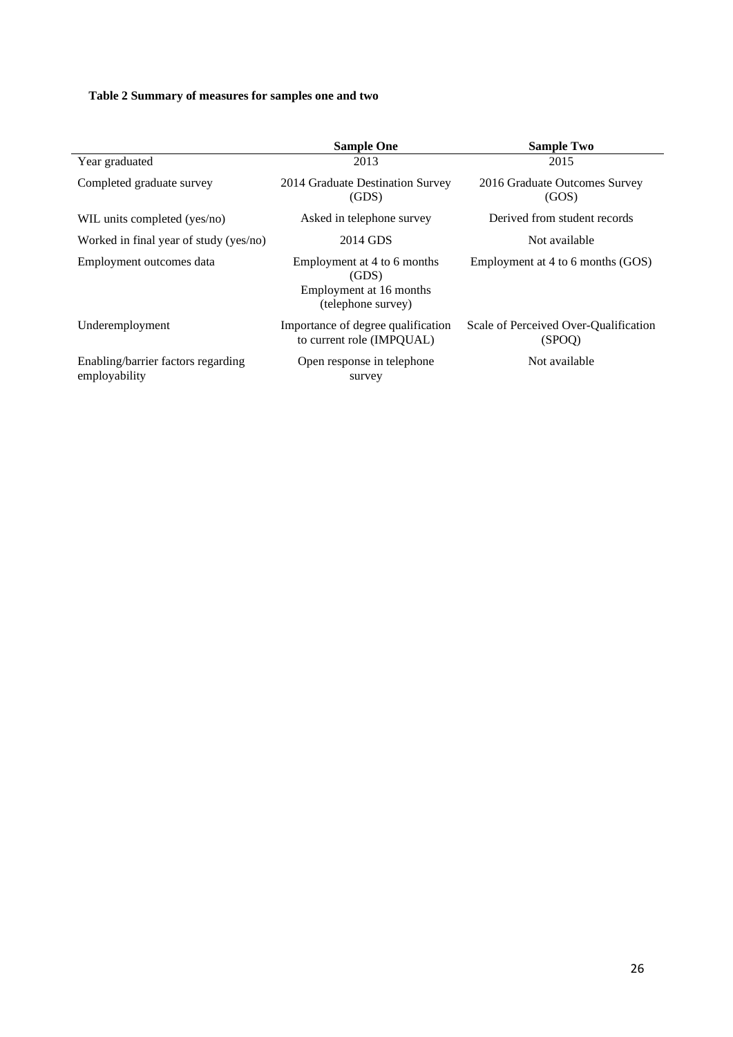**Table 2 Summary of measures for samples one and two**

| | **Sample One** | **Sample Two** |
|---|---|---|
| Year graduated | 2013 | 2015 |
| Completed graduate survey | 2014 Graduate Destination Survey (GDS) | 2016 Graduate Outcomes Survey (GOS) |
| WIL units completed (yes/no) | Asked in telephone survey | Derived from student records |
| Worked in final year of study (yes/no) | 2014 GDS | Not available |
| Employment outcomes data | Employment at 4 to 6 months (GDS)<br>Employment at 16 months (telephone survey) | Employment at 4 to 6 months (GOS) |
| Underemployment | Importance of degree qualification to current role (IMPQUAL) | Scale of Perceived Over-Qualification (SPOQ) |
| Enabling/barrier factors regarding employability | Open response in telephone survey | Not available |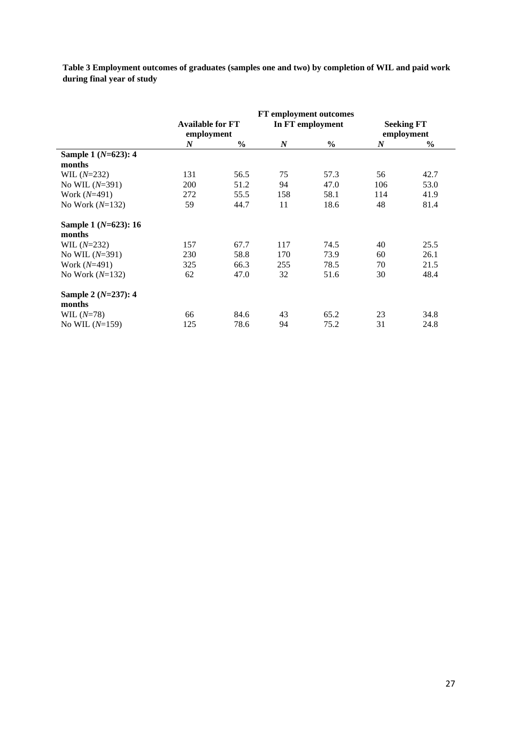**Table 3 Employment outcomes of graduates (samples one and two) by completion of WIL and paid work during final year of study**

| | FT employment outcomes | | | | | |
|---|---|---|---|---|---|---|
| | **Available for FT employment** | | **In FT employment** | | **Seeking FT employment** | |
| | ***N*** | **%** | ***N*** | **%** | ***N*** | **%** |
| **Sample 1 (*N*=623): 4 months** | | | | | | |
| WIL (*N*=232) | 131 | 56.5 | 75 | 57.3 | 56 | 42.7 |
| No WIL (*N*=391) | 200 | 51.2 | 94 | 47.0 | 106 | 53.0 |
| Work (*N*=491) | 272 | 55.5 | 158 | 58.1 | 114 | 41.9 |
| No Work (*N*=132) | 59 | 44.7 | 11 | 18.6 | 48 | 81.4 |
| **Sample 1 (*N*=623): 16 months** | | | | | | |
| WIL (*N*=232) | 157 | 67.7 | 117 | 74.5 | 40 | 25.5 |
| No WIL (*N*=391) | 230 | 58.8 | 170 | 73.9 | 60 | 26.1 |
| Work (*N*=491) | 325 | 66.3 | 255 | 78.5 | 70 | 21.5 |
| No Work (*N*=132) | 62 | 47.0 | 32 | 51.6 | 30 | 48.4 |
| **Sample 2 (*N*=237): 4 months** | | | | | | |
| WIL (*N*=78) | 66 | 84.6 | 43 | 65.2 | 23 | 34.8 |
| No WIL (*N*=159) | 125 | 78.6 | 94 | 75.2 | 31 | 24.8 |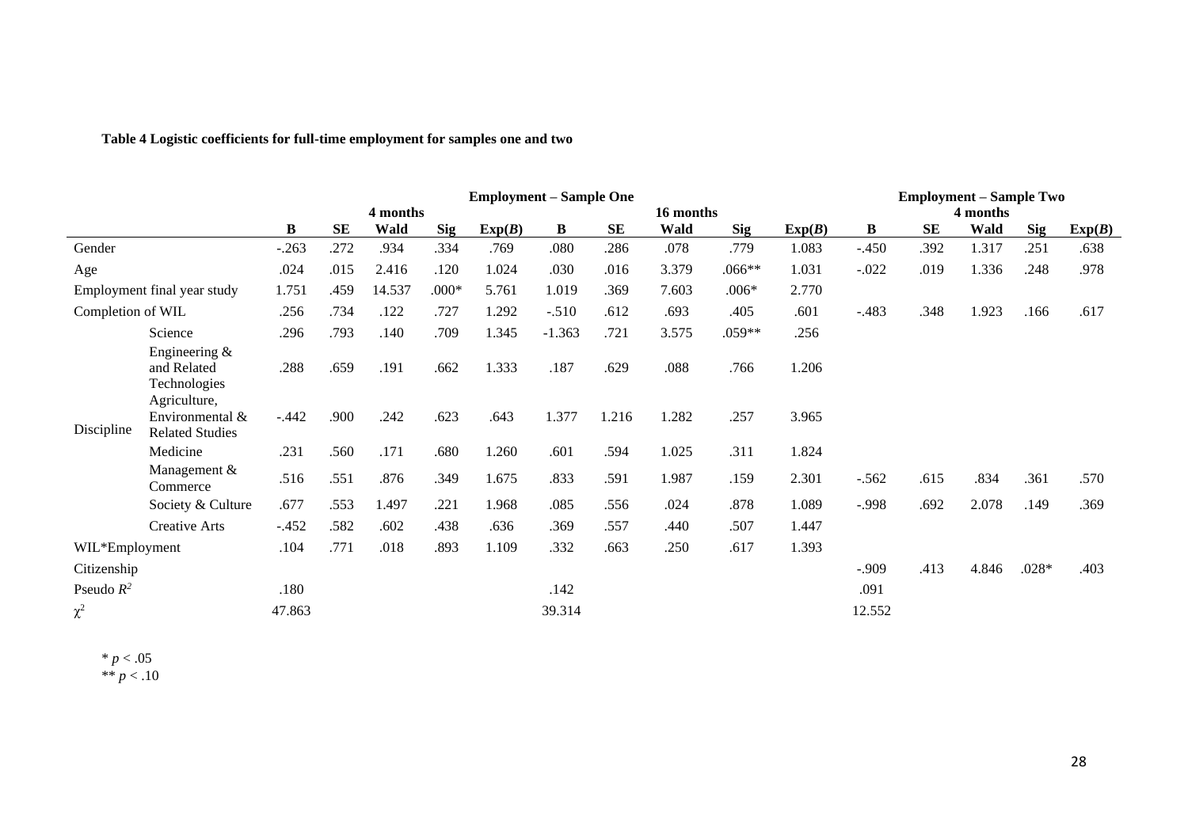**Table 4 Logistic coefficients for full-time employment for samples one and two**

| | | Employment – Sample One | | | | | | | | | | Employment – Sample Two | | | | |
|---|---|---|---|---|---|---|---|---|---|---|---|---|---|---|---|---|
| | | 4 months | | | | | 16 months | | | | | 4 months | | | | |
| | | **B** | **SE** | **Wald** | **Sig** | **Exp(*B*)** | **B** | **SE** | **Wald** | **Sig** | **Exp(*B*)** | **B** | **SE** | **Wald** | **Sig** | **Exp(*B*)** |
| Gender | | -.263 | .272 | .934 | .334 | .769 | .080 | .286 | .078 | .779 | 1.083 | -.450 | .392 | 1.317 | .251 | .638 |
| Age | | .024 | .015 | 2.416 | .120 | 1.024 | .030 | .016 | 3.379 | .066** | 1.031 | -.022 | .019 | 1.336 | .248 | .978 |
| Employment final year study | | 1.751 | .459 | 14.537 | .000* | 5.761 | 1.019 | .369 | 7.603 | .006* | 2.770 | | | | | |
| Completion of WIL | | .256 | .734 | .122 | .727 | 1.292 | -.510 | .612 | .693 | .405 | .601 | -.483 | .348 | 1.923 | .166 | .617 |
| Discipline | Science | .296 | .793 | .140 | .709 | 1.345 | -1.363 | .721 | 3.575 | .059** | .256 | | | | | |
| | Engineering & and Related Technologies | .288 | .659 | .191 | .662 | 1.333 | .187 | .629 | .088 | .766 | 1.206 | | | | | |
| | Agriculture, Environmental & Related Studies | -.442 | .900 | .242 | .623 | .643 | 1.377 | 1.216 | 1.282 | .257 | 3.965 | | | | | |
| | Medicine | .231 | .560 | .171 | .680 | 1.260 | .601 | .594 | 1.025 | .311 | 1.824 | | | | | |
| | Management & Commerce | .516 | .551 | .876 | .349 | 1.675 | .833 | .591 | 1.987 | .159 | 2.301 | -.562 | .615 | .834 | .361 | .570 |
| | Society & Culture | .677 | .553 | 1.497 | .221 | 1.968 | .085 | .556 | .024 | .878 | 1.089 | -.998 | .692 | 2.078 | .149 | .369 |
| | Creative Arts | -.452 | .582 | .602 | .438 | .636 | .369 | .557 | .440 | .507 | 1.447 | | | | | |
| WIL*Employment | | .104 | .771 | .018 | .893 | 1.109 | .332 | .663 | .250 | .617 | 1.393 | | | | | |
| Citizenship | | | | | | | | | | | | -.909 | .413 | 4.846 | .028* | .403 |
| Pseudo $R^2$ | | .180 | | | | | .142 | | | | | .091 | | | | |
| $\chi^2$ | | 47.863 | | | | | 39.314 | | | | | 12.552 | | | | |

\* $p < .05$
\*\* $p < .10$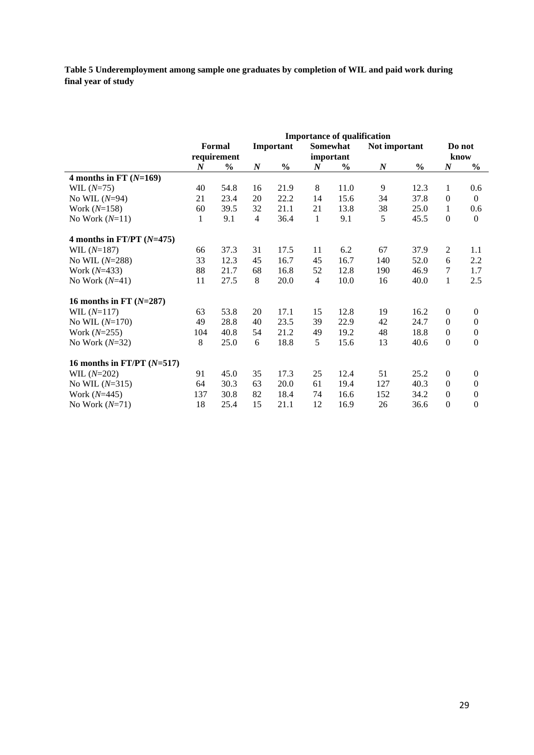**Table 5 Underemployment among sample one graduates by completion of WIL and paid work during final year of study**

| | Importance of qualification | | | | | | | | | |
|---|---|---|---|---|---|---|---|---|---|---|
| | Formal requirement | | Important | | Somewhat important | | Not important | | Do not know | |
| | *N* | % | *N* | % | *N* | % | *N* | % | *N* | % |
| **4 months in FT (*N*=169)** | | | | | | | | | | |
| WIL (*N*=75) | 40 | 54.8 | 16 | 21.9 | 8 | 11.0 | 9 | 12.3 | 1 | 0.6 |
| No WIL (*N*=94) | 21 | 23.4 | 20 | 22.2 | 14 | 15.6 | 34 | 37.8 | 0 | 0 |
| Work (*N*=158) | 60 | 39.5 | 32 | 21.1 | 21 | 13.8 | 38 | 25.0 | 1 | 0.6 |
| No Work (*N*=11) | 1 | 9.1 | 4 | 36.4 | 1 | 9.1 | 5 | 45.5 | 0 | 0 |
| **4 months in FT/PT (*N*=475)** | | | | | | | | | | |
| WIL (*N*=187) | 66 | 37.3 | 31 | 17.5 | 11 | 6.2 | 67 | 37.9 | 2 | 1.1 |
| No WIL (*N*=288) | 33 | 12.3 | 45 | 16.7 | 45 | 16.7 | 140 | 52.0 | 6 | 2.2 |
| Work (*N*=433) | 88 | 21.7 | 68 | 16.8 | 52 | 12.8 | 190 | 46.9 | 7 | 1.7 |
| No Work (*N*=41) | 11 | 27.5 | 8 | 20.0 | 4 | 10.0 | 16 | 40.0 | 1 | 2.5 |
| **16 months in FT (*N*=287)** | | | | | | | | | | |
| WIL (*N*=117) | 63 | 53.8 | 20 | 17.1 | 15 | 12.8 | 19 | 16.2 | 0 | 0 |
| No WIL (*N*=170) | 49 | 28.8 | 40 | 23.5 | 39 | 22.9 | 42 | 24.7 | 0 | 0 |
| Work (*N*=255) | 104 | 40.8 | 54 | 21.2 | 49 | 19.2 | 48 | 18.8 | 0 | 0 |
| No Work (*N*=32) | 8 | 25.0 | 6 | 18.8 | 5 | 15.6 | 13 | 40.6 | 0 | 0 |
| **16 months in FT/PT (*N*=517)** | | | | | | | | | | |
| WIL (*N*=202) | 91 | 45.0 | 35 | 17.3 | 25 | 12.4 | 51 | 25.2 | 0 | 0 |
| No WIL (*N*=315) | 64 | 30.3 | 63 | 20.0 | 61 | 19.4 | 127 | 40.3 | 0 | 0 |
| Work (*N*=445) | 137 | 30.8 | 82 | 18.4 | 74 | 16.6 | 152 | 34.2 | 0 | 0 |
| No Work (*N*=71) | 18 | 25.4 | 15 | 21.1 | 12 | 16.9 | 26 | 36.6 | 0 | 0 |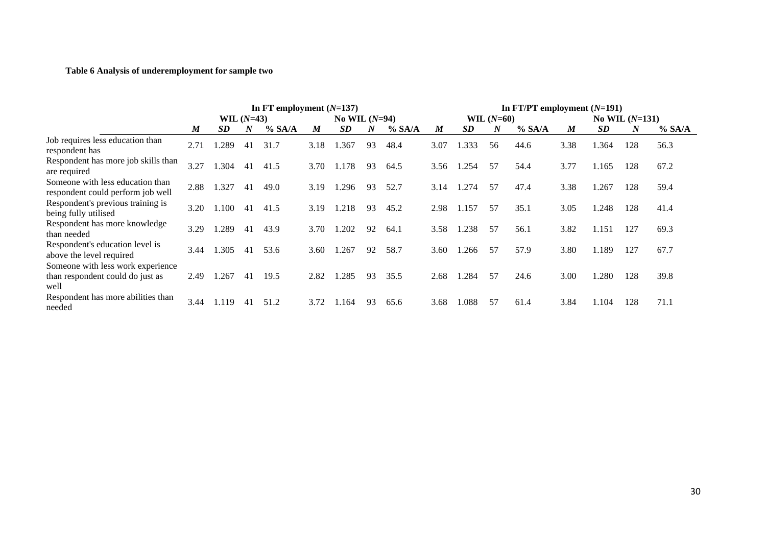**Table 6 Analysis of underemployment for sample two**

| | In FT employment ($N$=137) | | | | | | | | In FT/PT employment ($N$=191) | | | | | | | |
|---|---|---|---|---|---|---|---|---|---|---|---|---|---|---|---|---|
| | WIL ($N$=43) | | | | No WIL ($N$=94) | | | | WIL ($N$=60) | | | | No WIL ($N$=131) | | | |
| | $M$ | $SD$ | $N$ | % SA/A | $M$ | $SD$ | $N$ | % SA/A | $M$ | $SD$ | $N$ | % SA/A | $M$ | $SD$ | $N$ | % SA/A |
| Job requires less education than respondent has | 2.71 | 1.289 | 41 | 31.7 | 3.18 | 1.367 | 93 | 48.4 | 3.07 | 1.333 | 56 | 44.6 | 3.38 | 1.364 | 128 | 56.3 |
| Respondent has more job skills than are required | 3.27 | 1.304 | 41 | 41.5 | 3.70 | 1.178 | 93 | 64.5 | 3.56 | 1.254 | 57 | 54.4 | 3.77 | 1.165 | 128 | 67.2 |
| Someone with less education than respondent could perform job well | 2.88 | 1.327 | 41 | 49.0 | 3.19 | 1.296 | 93 | 52.7 | 3.14 | 1.274 | 57 | 47.4 | 3.38 | 1.267 | 128 | 59.4 |
| Respondent's previous training is being fully utilised | 3.20 | 1.100 | 41 | 41.5 | 3.19 | 1.218 | 93 | 45.2 | 2.98 | 1.157 | 57 | 35.1 | 3.05 | 1.248 | 128 | 41.4 |
| Respondent has more knowledge than needed | 3.29 | 1.289 | 41 | 43.9 | 3.70 | 1.202 | 92 | 64.1 | 3.58 | 1.238 | 57 | 56.1 | 3.82 | 1.151 | 127 | 69.3 |
| Respondent's education level is above the level required | 3.44 | 1.305 | 41 | 53.6 | 3.60 | 1.267 | 92 | 58.7 | 3.60 | 1.266 | 57 | 57.9 | 3.80 | 1.189 | 127 | 67.7 |
| Someone with less work experience than respondent could do just as well | 2.49 | 1.267 | 41 | 19.5 | 2.82 | 1.285 | 93 | 35.5 | 2.68 | 1.284 | 57 | 24.6 | 3.00 | 1.280 | 128 | 39.8 |
| Respondent has more abilities than needed | 3.44 | 1.119 | 41 | 51.2 | 3.72 | 1.164 | 93 | 65.6 | 3.68 | 1.088 | 57 | 61.4 | 3.84 | 1.104 | 128 | 71.1 |